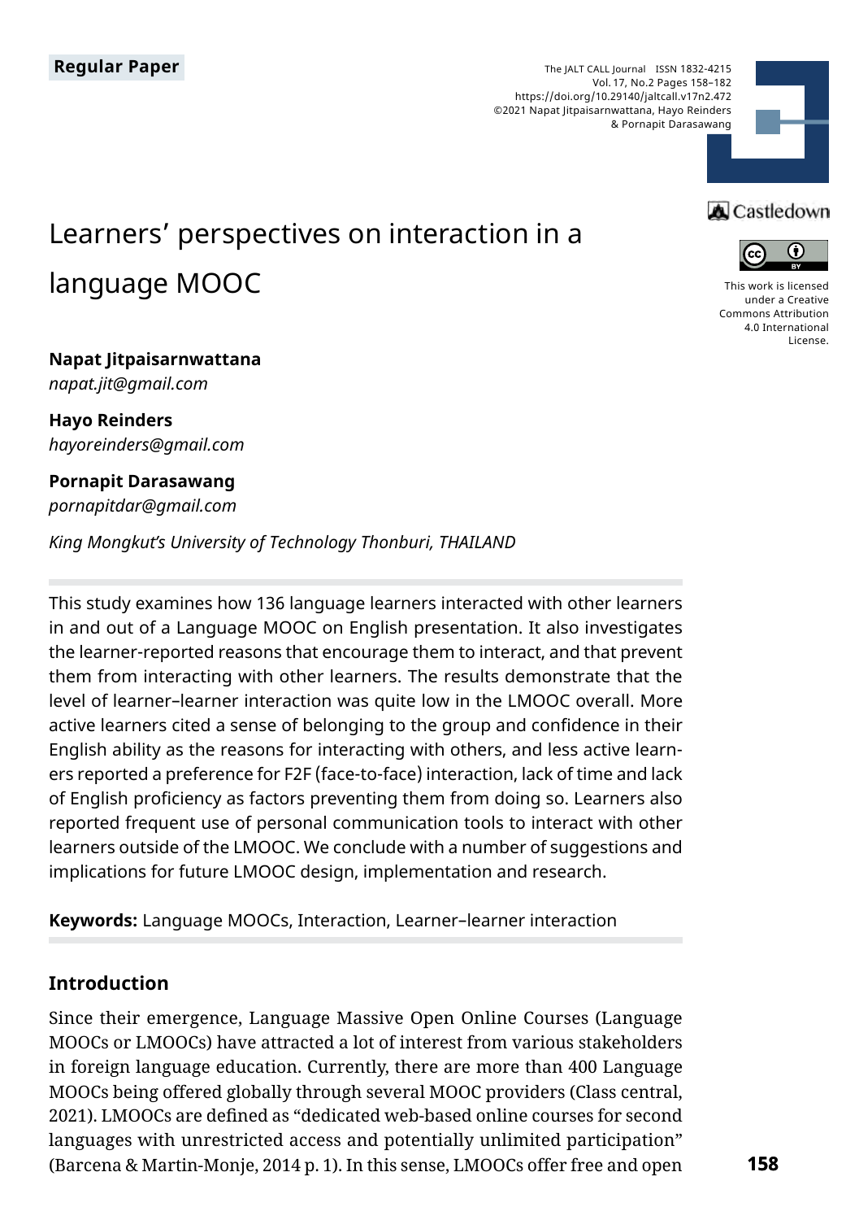Regular Paper

# Learners' perspectives on interaction in a language MOOC

**Napat Jitpaisarnwattana**
*napat.jit@gmail.com*

**Hayo Reinders**
*hayoreinders@gmail.com*

**Pornapit Darasawang**
*pornapitdar@gmail.com*

*King Mongkut's University of Technology Thonburi, THAILAND*

This work is licensed under a Creative Commons Attribution 4.0 International License.

This study examines how 136 language learners interacted with other learners in and out of a Language MOOC on English presentation. It also investigates the learner-reported reasons that encourage them to interact, and that prevent them from interacting with other learners. The results demonstrate that the level of learner–learner interaction was quite low in the LMOOC overall. More active learners cited a sense of belonging to the group and confidence in their English ability as the reasons for interacting with others, and less active learners reported a preference for F2F (face-to-face) interaction, lack of time and lack of English proficiency as factors preventing them from doing so. Learners also reported frequent use of personal communication tools to interact with other learners outside of the LMOOC. We conclude with a number of suggestions and implications for future LMOOC design, implementation and research.

**Keywords:** Language MOOCs, Interaction, Learner–learner interaction

## Introduction

Since their emergence, Language Massive Open Online Courses (Language MOOCs or LMOOCs) have attracted a lot of interest from various stakeholders in foreign language education. Currently, there are more than 400 Language MOOCs being offered globally through several MOOC providers (Class central, 2021). LMOOCs are defined as "dedicated web-based online courses for second languages with unrestricted access and potentially unlimited participation" (Barcena & Martin-Monje, 2014 p. 1). In this sense, LMOOCs offer free and open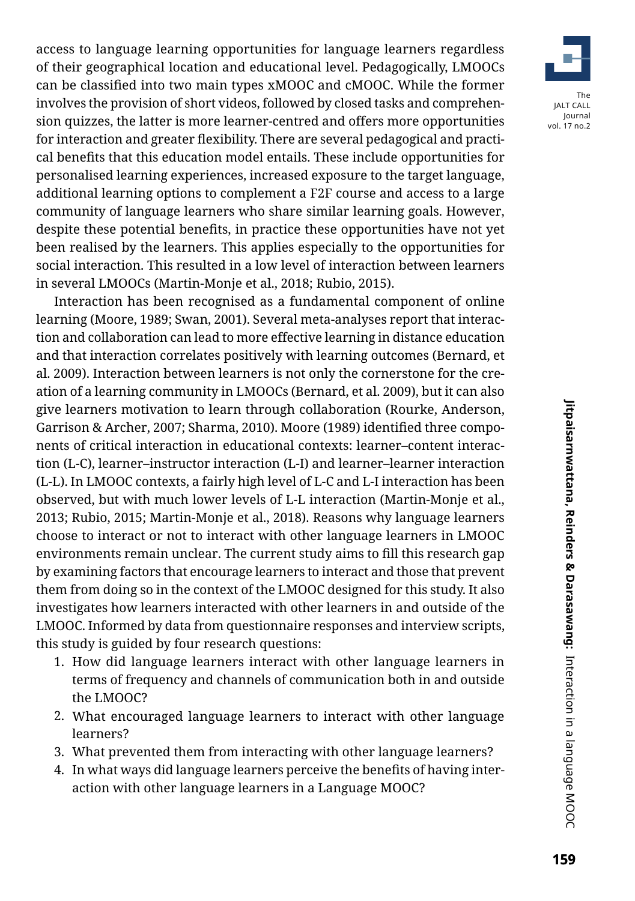access to language learning opportunities for language learners regardless of their geographical location and educational level. Pedagogically, LMOOCs can be classified into two main types xMOOC and cMOOC. While the former involves the provision of short videos, followed by closed tasks and comprehension quizzes, the latter is more learner-centred and offers more opportunities for interaction and greater flexibility. There are several pedagogical and practical benefits that this education model entails. These include opportunities for personalised learning experiences, increased exposure to the target language, additional learning options to complement a F2F course and access to a large community of language learners who share similar learning goals. However, despite these potential benefits, in practice these opportunities have not yet been realised by the learners. This applies especially to the opportunities for social interaction. This resulted in a low level of interaction between learners in several LMOOCs (Martin-Monje et al., 2018; Rubio, 2015).

Interaction has been recognised as a fundamental component of online learning (Moore, 1989; Swan, 2001). Several meta-analyses report that interaction and collaboration can lead to more effective learning in distance education and that interaction correlates positively with learning outcomes (Bernard, et al. 2009). Interaction between learners is not only the cornerstone for the creation of a learning community in LMOOCs (Bernard, et al. 2009), but it can also give learners motivation to learn through collaboration (Rourke, Anderson, Garrison & Archer, 2007; Sharma, 2010). Moore (1989) identified three components of critical interaction in educational contexts: learner–content interaction (L-C), learner–instructor interaction (L-I) and learner–learner interaction (L-L). In LMOOC contexts, a fairly high level of L-C and L-I interaction has been observed, but with much lower levels of L-L interaction (Martin-Monje et al., 2013; Rubio, 2015; Martin-Monje et al., 2018). Reasons why language learners choose to interact or not to interact with other language learners in LMOOC environments remain unclear. The current study aims to fill this research gap by examining factors that encourage learners to interact and those that prevent them from doing so in the context of the LMOOC designed for this study. It also investigates how learners interacted with other learners in and outside of the LMOOC. Informed by data from questionnaire responses and interview scripts, this study is guided by four research questions:

1. How did language learners interact with other language learners in terms of frequency and channels of communication both in and outside the LMOOC?
2. What encouraged language learners to interact with other language learners?
3. What prevented them from interacting with other language learners?
4. In what ways did language learners perceive the benefits of having interaction with other language learners in a Language MOOC?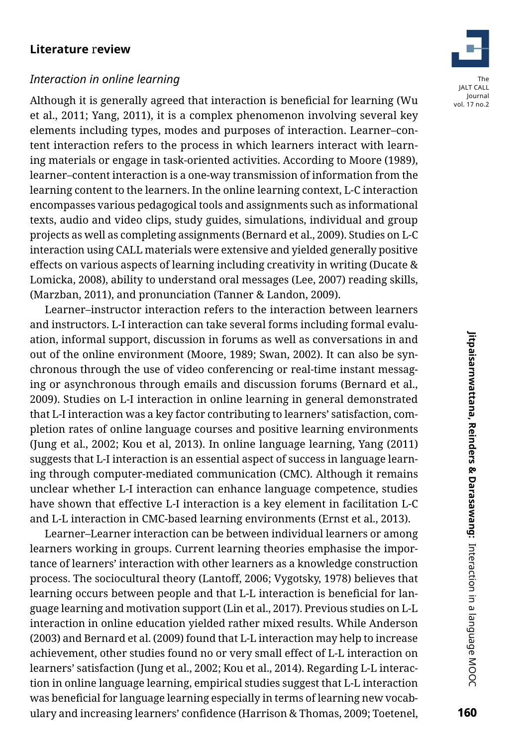## Literature review

### *Interaction in online learning*

Although it is generally agreed that interaction is beneficial for learning (Wu et al., 2011; Yang, 2011), it is a complex phenomenon involving several key elements including types, modes and purposes of interaction. Learner–content interaction refers to the process in which learners interact with learning materials or engage in task-oriented activities. According to Moore (1989), learner–content interaction is a one-way transmission of information from the learning content to the learners. In the online learning context, L-C interaction encompasses various pedagogical tools and assignments such as informational texts, audio and video clips, study guides, simulations, individual and group projects as well as completing assignments (Bernard et al., 2009). Studies on L-C interaction using CALL materials were extensive and yielded generally positive effects on various aspects of learning including creativity in writing (Ducate & Lomicka, 2008), ability to understand oral messages (Lee, 2007) reading skills, (Marzban, 2011), and pronunciation (Tanner & Landon, 2009).

Learner–instructor interaction refers to the interaction between learners and instructors. L-I interaction can take several forms including formal evaluation, informal support, discussion in forums as well as conversations in and out of the online environment (Moore, 1989; Swan, 2002). It can also be synchronous through the use of video conferencing or real-time instant messaging or asynchronous through emails and discussion forums (Bernard et al., 2009). Studies on L-I interaction in online learning in general demonstrated that L-I interaction was a key factor contributing to learners' satisfaction, completion rates of online language courses and positive learning environments (Jung et al., 2002; Kou et al, 2013). In online language learning, Yang (2011) suggests that L-I interaction is an essential aspect of success in language learning through computer-mediated communication (CMC). Although it remains unclear whether L-I interaction can enhance language competence, studies have shown that effective L-I interaction is a key element in facilitation L-C and L-L interaction in CMC-based learning environments (Ernst et al., 2013).

Learner–Learner interaction can be between individual learners or among learners working in groups. Current learning theories emphasise the importance of learners' interaction with other learners as a knowledge construction process. The sociocultural theory (Lantoff, 2006; Vygotsky, 1978) believes that learning occurs between people and that L-L interaction is beneficial for language learning and motivation support (Lin et al., 2017). Previous studies on L-L interaction in online education yielded rather mixed results. While Anderson (2003) and Bernard et al. (2009) found that L-L interaction may help to increase achievement, other studies found no or very small effect of L-L interaction on learners' satisfaction (Jung et al., 2002; Kou et al., 2014). Regarding L-L interaction in online language learning, empirical studies suggest that L-L interaction was beneficial for language learning especially in terms of learning new vocabulary and increasing learners' confidence (Harrison & Thomas, 2009; Toetenel,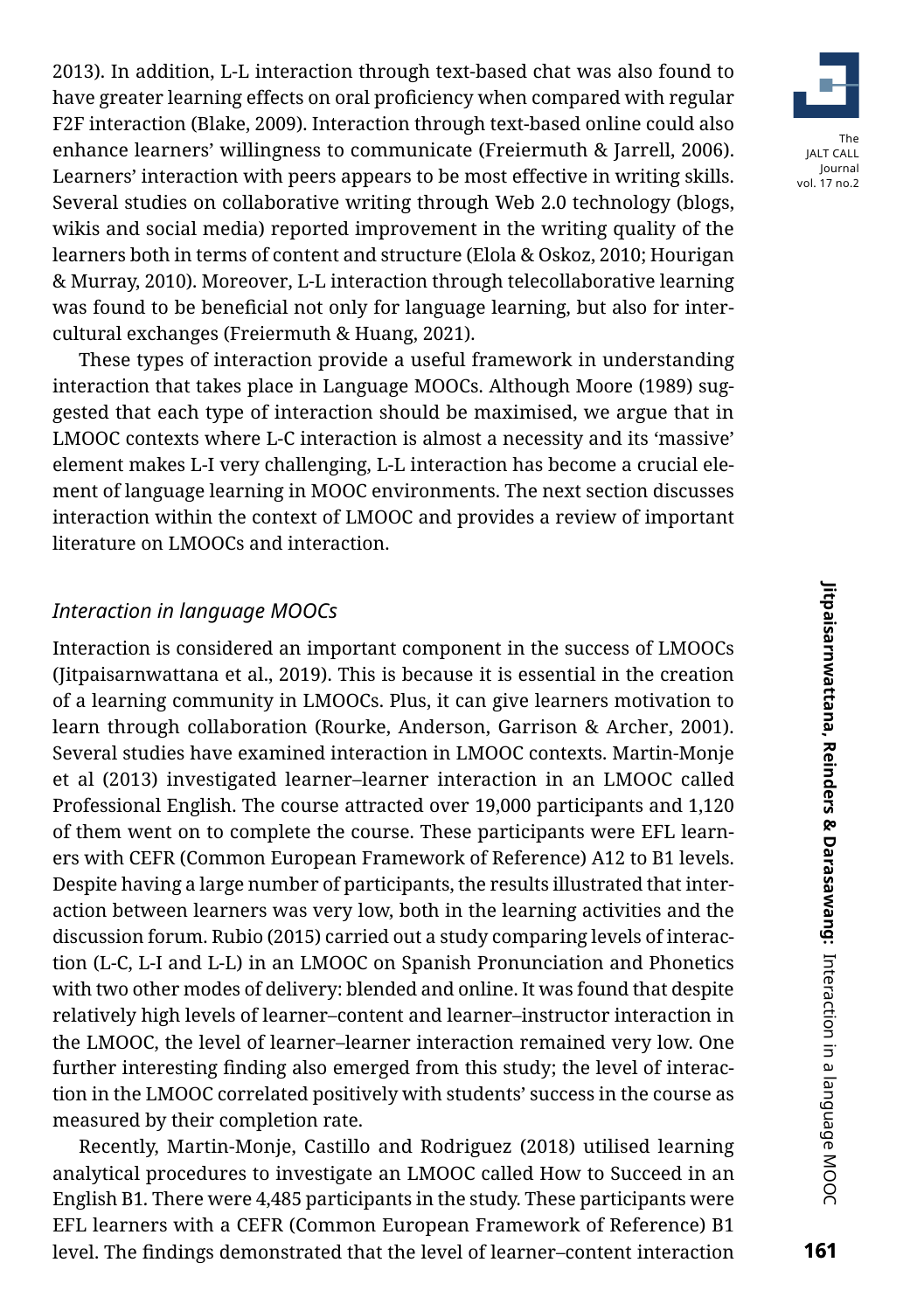2013). In addition, L-L interaction through text-based chat was also found to have greater learning effects on oral proficiency when compared with regular F2F interaction (Blake, 2009). Interaction through text-based online could also enhance learners' willingness to communicate (Freiermuth & Jarrell, 2006). Learners' interaction with peers appears to be most effective in writing skills. Several studies on collaborative writing through Web 2.0 technology (blogs, wikis and social media) reported improvement in the writing quality of the learners both in terms of content and structure (Elola & Oskoz, 2010; Hourigan & Murray, 2010). Moreover, L-L interaction through telecollaborative learning was found to be beneficial not only for language learning, but also for intercultural exchanges (Freiermuth & Huang, 2021).

These types of interaction provide a useful framework in understanding interaction that takes place in Language MOOCs. Although Moore (1989) suggested that each type of interaction should be maximised, we argue that in LMOOC contexts where L-C interaction is almost a necessity and its 'massive' element makes L-I very challenging, L-L interaction has become a crucial element of language learning in MOOC environments. The next section discusses interaction within the context of LMOOC and provides a review of important literature on LMOOCs and interaction.

### *Interaction in language MOOCs*

Interaction is considered an important component in the success of LMOOCs (Jitpaisarnwattana et al., 2019). This is because it is essential in the creation of a learning community in LMOOCs. Plus, it can give learners motivation to learn through collaboration (Rourke, Anderson, Garrison & Archer, 2001). Several studies have examined interaction in LMOOC contexts. Martin-Monje et al (2013) investigated learner–learner interaction in an LMOOC called Professional English. The course attracted over 19,000 participants and 1,120 of them went on to complete the course. These participants were EFL learners with CEFR (Common European Framework of Reference) A12 to B1 levels. Despite having a large number of participants, the results illustrated that interaction between learners was very low, both in the learning activities and the discussion forum. Rubio (2015) carried out a study comparing levels of interaction (L-C, L-I and L-L) in an LMOOC on Spanish Pronunciation and Phonetics with two other modes of delivery: blended and online. It was found that despite relatively high levels of learner–content and learner–instructor interaction in the LMOOC, the level of learner–learner interaction remained very low. One further interesting finding also emerged from this study; the level of interaction in the LMOOC correlated positively with students' success in the course as measured by their completion rate.

Recently, Martin-Monje, Castillo and Rodriguez (2018) utilised learning analytical procedures to investigate an LMOOC called How to Succeed in an English B1. There were 4,485 participants in the study. These participants were EFL learners with a CEFR (Common European Framework of Reference) B1 level. The findings demonstrated that the level of learner–content interaction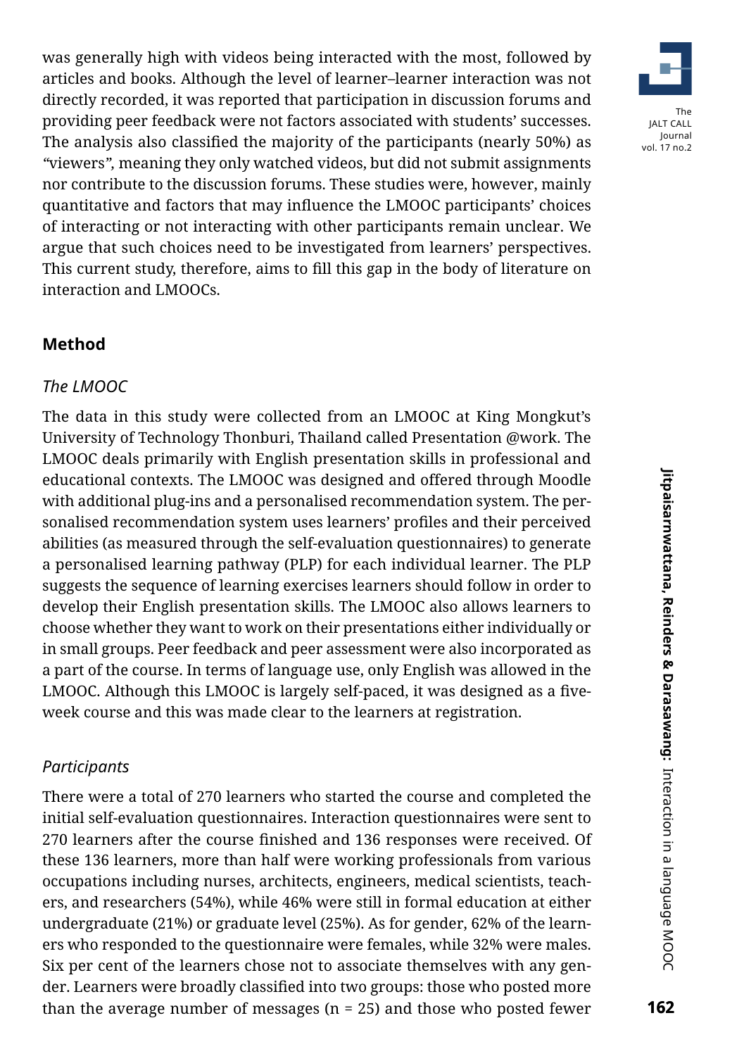was generally high with videos being interacted with the most, followed by articles and books. Although the level of learner–learner interaction was not directly recorded, it was reported that participation in discussion forums and providing peer feedback were not factors associated with students' successes. The analysis also classified the majority of the participants (nearly 50%) as "viewers", meaning they only watched videos, but did not submit assignments nor contribute to the discussion forums. These studies were, however, mainly quantitative and factors that may influence the LMOOC participants' choices of interacting or not interacting with other participants remain unclear. We argue that such choices need to be investigated from learners' perspectives. This current study, therefore, aims to fill this gap in the body of literature on interaction and LMOOCs.

## Method

### *The LMOOC*

The data in this study were collected from an LMOOC at King Mongkut's University of Technology Thonburi, Thailand called Presentation @work. The LMOOC deals primarily with English presentation skills in professional and educational contexts. The LMOOC was designed and offered through Moodle with additional plug-ins and a personalised recommendation system. The personalised recommendation system uses learners' profiles and their perceived abilities (as measured through the self-evaluation questionnaires) to generate a personalised learning pathway (PLP) for each individual learner. The PLP suggests the sequence of learning exercises learners should follow in order to develop their English presentation skills. The LMOOC also allows learners to choose whether they want to work on their presentations either individually or in small groups. Peer feedback and peer assessment were also incorporated as a part of the course. In terms of language use, only English was allowed in the LMOOC. Although this LMOOC is largely self-paced, it was designed as a five-week course and this was made clear to the learners at registration.

### *Participants*

There were a total of 270 learners who started the course and completed the initial self-evaluation questionnaires. Interaction questionnaires were sent to 270 learners after the course finished and 136 responses were received. Of these 136 learners, more than half were working professionals from various occupations including nurses, architects, engineers, medical scientists, teachers, and researchers (54%), while 46% were still in formal education at either undergraduate (21%) or graduate level (25%). As for gender, 62% of the learners who responded to the questionnaire were females, while 32% were males. Six per cent of the learners chose not to associate themselves with any gender. Learners were broadly classified into two groups: those who posted more than the average number of messages (n = 25) and those who posted fewer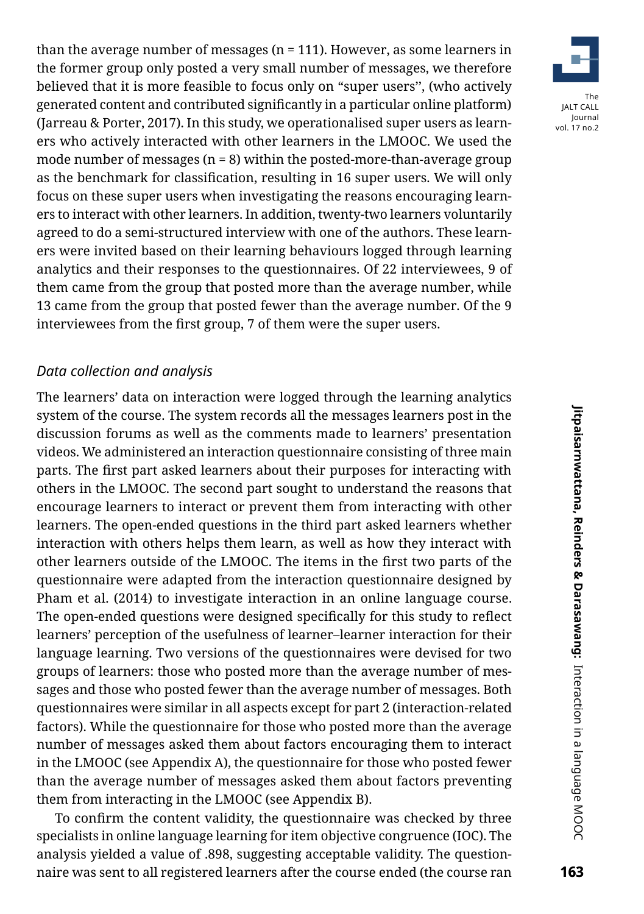than the average number of messages (n = 111). However, as some learners in the former group only posted a very small number of messages, we therefore believed that it is more feasible to focus only on "super users", (who actively generated content and contributed significantly in a particular online platform) (Jarreau & Porter, 2017). In this study, we operationalised super users as learners who actively interacted with other learners in the LMOOC. We used the mode number of messages (n = 8) within the posted-more-than-average group as the benchmark for classification, resulting in 16 super users. We will only focus on these super users when investigating the reasons encouraging learners to interact with other learners. In addition, twenty-two learners voluntarily agreed to do a semi-structured interview with one of the authors. These learners were invited based on their learning behaviours logged through learning analytics and their responses to the questionnaires. Of 22 interviewees, 9 of them came from the group that posted more than the average number, while 13 came from the group that posted fewer than the average number. Of the 9 interviewees from the first group, 7 of them were the super users.

### *Data collection and analysis*

The learners' data on interaction were logged through the learning analytics system of the course. The system records all the messages learners post in the discussion forums as well as the comments made to learners' presentation videos. We administered an interaction questionnaire consisting of three main parts. The first part asked learners about their purposes for interacting with others in the LMOOC. The second part sought to understand the reasons that encourage learners to interact or prevent them from interacting with other learners. The open-ended questions in the third part asked learners whether interaction with others helps them learn, as well as how they interact with other learners outside of the LMOOC. The items in the first two parts of the questionnaire were adapted from the interaction questionnaire designed by Pham et al. (2014) to investigate interaction in an online language course. The open-ended questions were designed specifically for this study to reflect learners' perception of the usefulness of learner–learner interaction for their language learning. Two versions of the questionnaires were devised for two groups of learners: those who posted more than the average number of messages and those who posted fewer than the average number of messages. Both questionnaires were similar in all aspects except for part 2 (interaction-related factors). While the questionnaire for those who posted more than the average number of messages asked them about factors encouraging them to interact in the LMOOC (see Appendix A), the questionnaire for those who posted fewer than the average number of messages asked them about factors preventing them from interacting in the LMOOC (see Appendix B).

To confirm the content validity, the questionnaire was checked by three specialists in online language learning for item objective congruence (IOC). The analysis yielded a value of .898, suggesting acceptable validity. The questionnaire was sent to all registered learners after the course ended (the course ran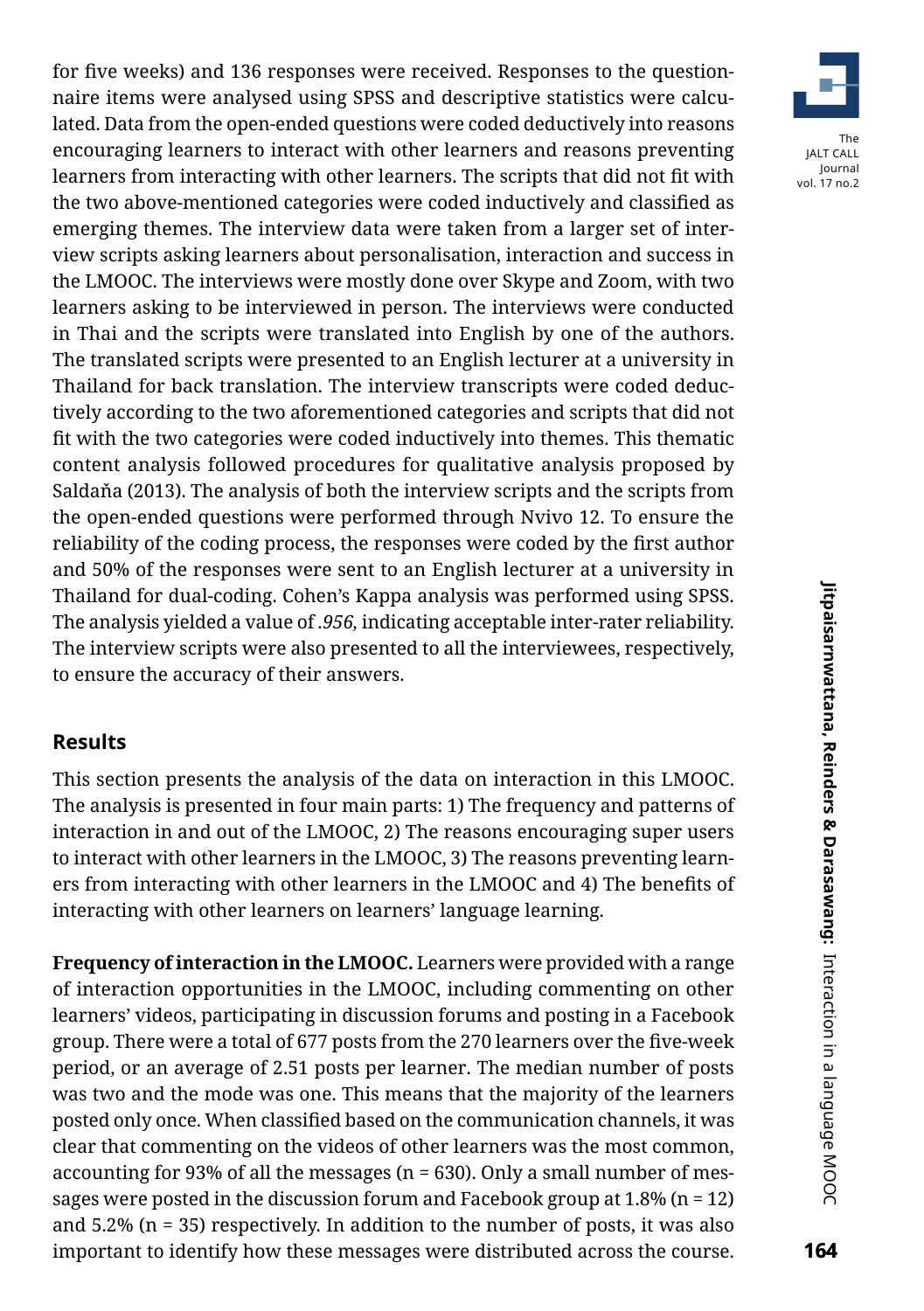for five weeks) and 136 responses were received. Responses to the questionnaire items were analysed using SPSS and descriptive statistics were calculated. Data from the open-ended questions were coded deductively into reasons encouraging learners to interact with other learners and reasons preventing learners from interacting with other learners. The scripts that did not fit with the two above-mentioned categories were coded inductively and classified as emerging themes. The interview data were taken from a larger set of interview scripts asking learners about personalisation, interaction and success in the LMOOC. The interviews were mostly done over Skype and Zoom, with two learners asking to be interviewed in person. The interviews were conducted in Thai and the scripts were translated into English by one of the authors. The translated scripts were presented to an English lecturer at a university in Thailand for back translation. The interview transcripts were coded deductively according to the two aforementioned categories and scripts that did not fit with the two categories were coded inductively into themes. This thematic content analysis followed procedures for qualitative analysis proposed by Saldaňa (2013). The analysis of both the interview scripts and the scripts from the open-ended questions were performed through Nvivo 12. To ensure the reliability of the coding process, the responses were coded by the first author and 50% of the responses were sent to an English lecturer at a university in Thailand for dual-coding. Cohen's Kappa analysis was performed using SPSS. The analysis yielded a value of *.956,* indicating acceptable inter-rater reliability. The interview scripts were also presented to all the interviewees, respectively, to ensure the accuracy of their answers.

## Results

This section presents the analysis of the data on interaction in this LMOOC. The analysis is presented in four main parts: 1) The frequency and patterns of interaction in and out of the LMOOC, 2) The reasons encouraging super users to interact with other learners in the LMOOC, 3) The reasons preventing learners from interacting with other learners in the LMOOC and 4) The benefits of interacting with other learners on learners' language learning.

**Frequency of interaction in the LMOOC.** Learners were provided with a range of interaction opportunities in the LMOOC, including commenting on other learners' videos, participating in discussion forums and posting in a Facebook group. There were a total of 677 posts from the 270 learners over the five-week period, or an average of 2.51 posts per learner. The median number of posts was two and the mode was one. This means that the majority of the learners posted only once. When classified based on the communication channels, it was clear that commenting on the videos of other learners was the most common, accounting for 93% of all the messages (n = 630). Only a small number of messages were posted in the discussion forum and Facebook group at 1.8% (n = 12) and 5.2% (n = 35) respectively. In addition to the number of posts, it was also important to identify how these messages were distributed across the course.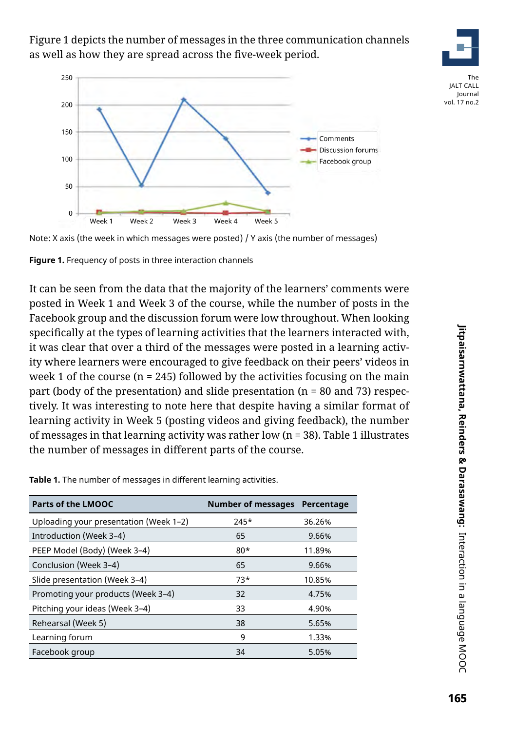Figure 1 depicts the number of messages in the three communication channels as well as how they are spread across the five-week period.

Note: X axis (the week in which messages were posted) / Y axis (the number of messages)

**Figure 1.** Frequency of posts in three interaction channels

It can be seen from the data that the majority of the learners' comments were posted in Week 1 and Week 3 of the course, while the number of posts in the Facebook group and the discussion forum were low throughout. When looking specifically at the types of learning activities that the learners interacted with, it was clear that over a third of the messages were posted in a learning activity where learners were encouraged to give feedback on their peers' videos in week 1 of the course (n = 245) followed by the activities focusing on the main part (body of the presentation) and slide presentation (n = 80 and 73) respectively. It was interesting to note here that despite having a similar format of learning activity in Week 5 (posting videos and giving feedback), the number of messages in that learning activity was rather low (n = 38). Table 1 illustrates the number of messages in different parts of the course.

**Table 1.** The number of messages in different learning activities.

| Parts of the LMOOC | Number of messages | Percentage |
|---|---|---|
| Uploading your presentation (Week 1–2) | 245* | 36.26% |
| Introduction (Week 3–4) | 65 | 9.66% |
| PEEP Model (Body) (Week 3–4) | 80* | 11.89% |
| Conclusion (Week 3–4) | 65 | 9.66% |
| Slide presentation (Week 3–4) | 73* | 10.85% |
| Promoting your products (Week 3–4) | 32 | 4.75% |
| Pitching your ideas (Week 3–4) | 33 | 4.90% |
| Rehearsal (Week 5) | 38 | 5.65% |
| Learning forum | 9 | 1.33% |
| Facebook group | 34 | 5.05% |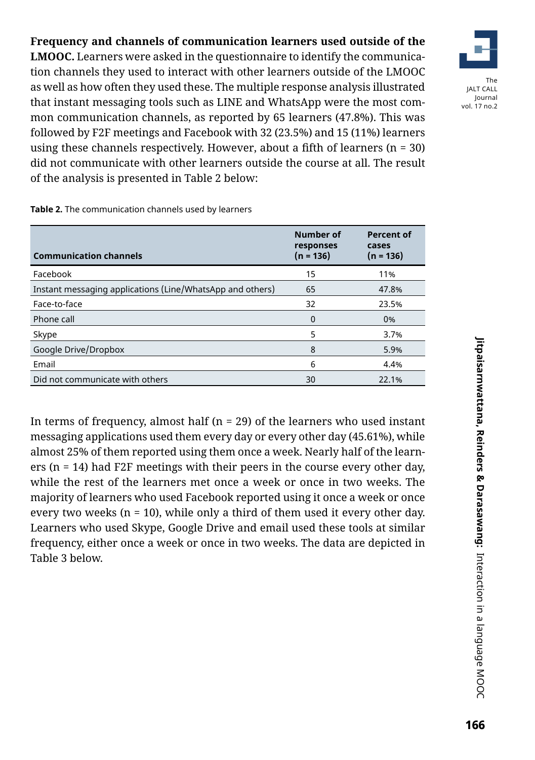**Frequency and channels of communication learners used outside of the LMOOC.** Learners were asked in the questionnaire to identify the communication channels they used to interact with other learners outside of the LMOOC as well as how often they used these. The multiple response analysis illustrated that instant messaging tools such as LINE and WhatsApp were the most common communication channels, as reported by 65 learners (47.8%). This was followed by F2F meetings and Facebook with 32 (23.5%) and 15 (11%) learners using these channels respectively. However, about a fifth of learners (n = 30) did not communicate with other learners outside the course at all. The result of the analysis is presented in Table 2 below:

**Table 2.** The communication channels used by learners

| Communication channels | Number of responses (n = 136) | Percent of cases (n = 136) |
|---|---|---|
| Facebook | 15 | 11% |
| Instant messaging applications (Line/WhatsApp and others) | 65 | 47.8% |
| Face-to-face | 32 | 23.5% |
| Phone call | 0 | 0% |
| Skype | 5 | 3.7% |
| Google Drive/Dropbox | 8 | 5.9% |
| Email | 6 | 4.4% |
| Did not communicate with others | 30 | 22.1% |

In terms of frequency, almost half (n = 29) of the learners who used instant messaging applications used them every day or every other day (45.61%), while almost 25% of them reported using them once a week. Nearly half of the learners (n = 14) had F2F meetings with their peers in the course every other day, while the rest of the learners met once a week or once in two weeks. The majority of learners who used Facebook reported using it once a week or once every two weeks (n = 10), while only a third of them used it every other day. Learners who used Skype, Google Drive and email used these tools at similar frequency, either once a week or once in two weeks. The data are depicted in Table 3 below.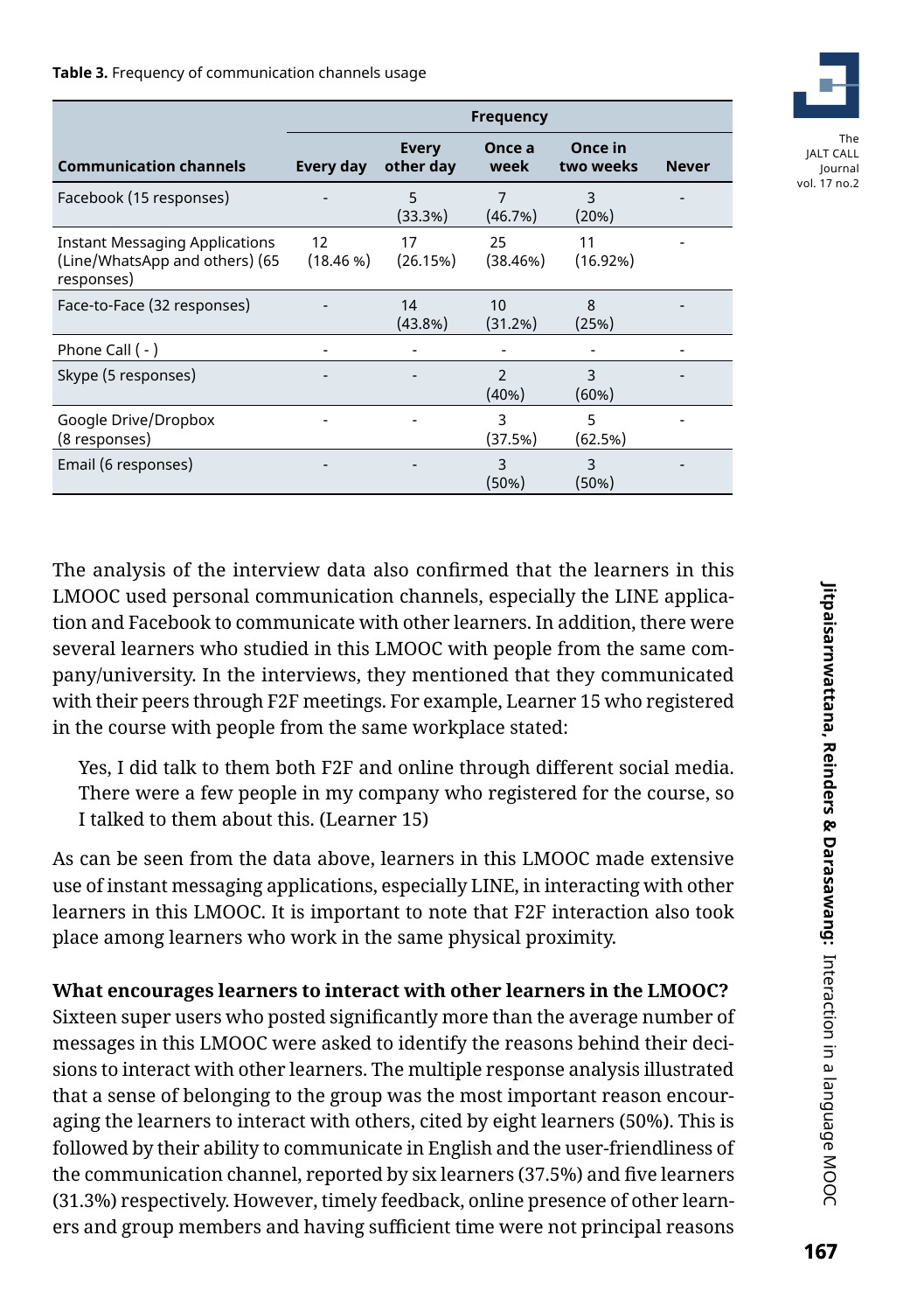**Table 3.** Frequency of communication channels usage

| Communication channels | Frequency | | | | |
|---|---|---|---|---|---|
| | Every day | Every other day | Once a week | Once in two weeks | Never |
| Facebook (15 responses) | - | 5 (33.3%) | 7 (46.7%) | 3 (20%) | - |
| Instant Messaging Applications (Line/WhatsApp and others) (65 responses) | 12 (18.46 %) | 17 (26.15%) | 25 (38.46%) | 11 (16.92%) | - |
| Face-to-Face (32 responses) | - | 14 (43.8%) | 10 (31.2%) | 8 (25%) | - |
| Phone Call ( - ) | - | - | - | - | - |
| Skype (5 responses) | - | - | 2 (40%) | 3 (60%) | - |
| Google Drive/Dropbox (8 responses) | - | - | 3 (37.5%) | 5 (62.5%) | - |
| Email (6 responses) | - | - | 3 (50%) | 3 (50%) | - |

The analysis of the interview data also confirmed that the learners in this LMOOC used personal communication channels, especially the LINE application and Facebook to communicate with other learners. In addition, there were several learners who studied in this LMOOC with people from the same company/university. In the interviews, they mentioned that they communicated with their peers through F2F meetings. For example, Learner 15 who registered in the course with people from the same workplace stated:

> Yes, I did talk to them both F2F and online through different social media. There were a few people in my company who registered for the course, so I talked to them about this. (Learner 15)

As can be seen from the data above, learners in this LMOOC made extensive use of instant messaging applications, especially LINE, in interacting with other learners in this LMOOC. It is important to note that F2F interaction also took place among learners who work in the same physical proximity.

**What encourages learners to interact with other learners in the LMOOC?**

Sixteen super users who posted significantly more than the average number of messages in this LMOOC were asked to identify the reasons behind their decisions to interact with other learners. The multiple response analysis illustrated that a sense of belonging to the group was the most important reason encouraging the learners to interact with others, cited by eight learners (50%). This is followed by their ability to communicate in English and the user-friendliness of the communication channel, reported by six learners (37.5%) and five learners (31.3%) respectively. However, timely feedback, online presence of other learners and group members and having sufficient time were not principal reasons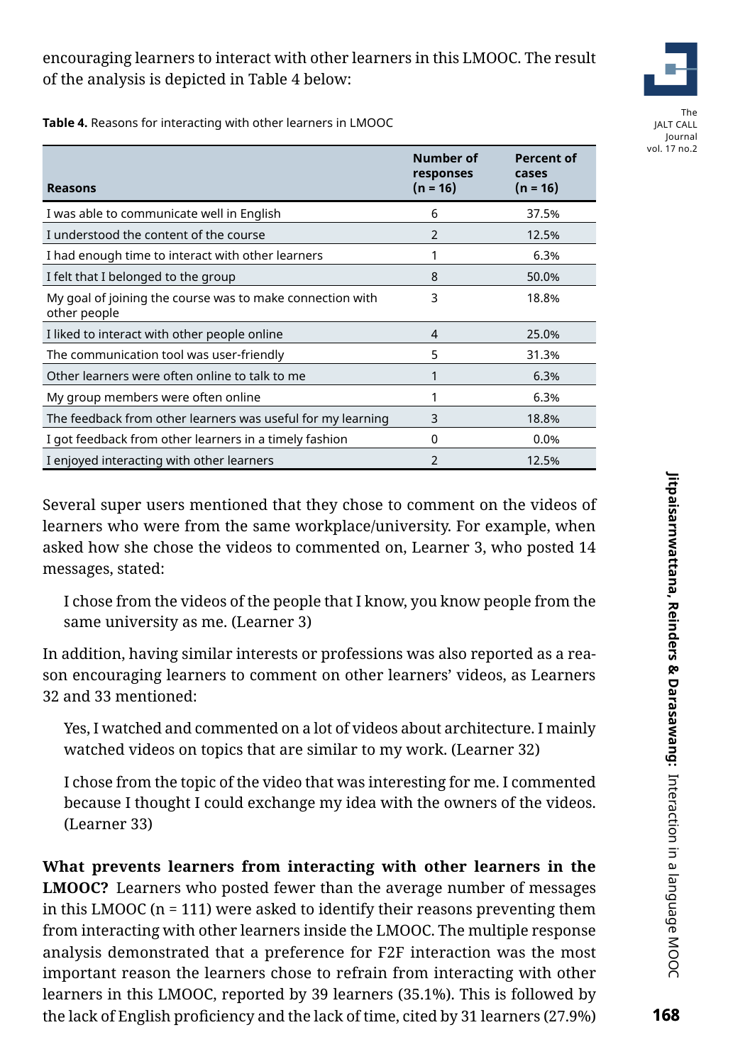encouraging learners to interact with other learners in this LMOOC. The result of the analysis is depicted in Table 4 below:

**Table 4.** Reasons for interacting with other learners in LMOOC

| Reasons | Number of responses (n = 16) | Percent of cases (n = 16) |
|---|---|---|
| I was able to communicate well in English | 6 | 37.5% |
| I understood the content of the course | 2 | 12.5% |
| I had enough time to interact with other learners | 1 | 6.3% |
| I felt that I belonged to the group | 8 | 50.0% |
| My goal of joining the course was to make connection with other people | 3 | 18.8% |
| I liked to interact with other people online | 4 | 25.0% |
| The communication tool was user-friendly | 5 | 31.3% |
| Other learners were often online to talk to me | 1 | 6.3% |
| My group members were often online | 1 | 6.3% |
| The feedback from other learners was useful for my learning | 3 | 18.8% |
| I got feedback from other learners in a timely fashion | 0 | 0.0% |
| I enjoyed interacting with other learners | 2 | 12.5% |

Several super users mentioned that they chose to comment on the videos of learners who were from the same workplace/university. For example, when asked how she chose the videos to commented on, Learner 3, who posted 14 messages, stated:

> I chose from the videos of the people that I know, you know people from the same university as me. (Learner 3)

In addition, having similar interests or professions was also reported as a reason encouraging learners to comment on other learners' videos, as Learners 32 and 33 mentioned:

> Yes, I watched and commented on a lot of videos about architecture. I mainly watched videos on topics that are similar to my work. (Learner 32)

> I chose from the topic of the video that was interesting for me. I commented because I thought I could exchange my idea with the owners of the videos. (Learner 33)

**What prevents learners from interacting with other learners in the LMOOC?** Learners who posted fewer than the average number of messages in this LMOOC (n = 111) were asked to identify their reasons preventing them from interacting with other learners inside the LMOOC. The multiple response analysis demonstrated that a preference for F2F interaction was the most important reason the learners chose to refrain from interacting with other learners in this LMOOC, reported by 39 learners (35.1%). This is followed by the lack of English proficiency and the lack of time, cited by 31 learners (27.9%)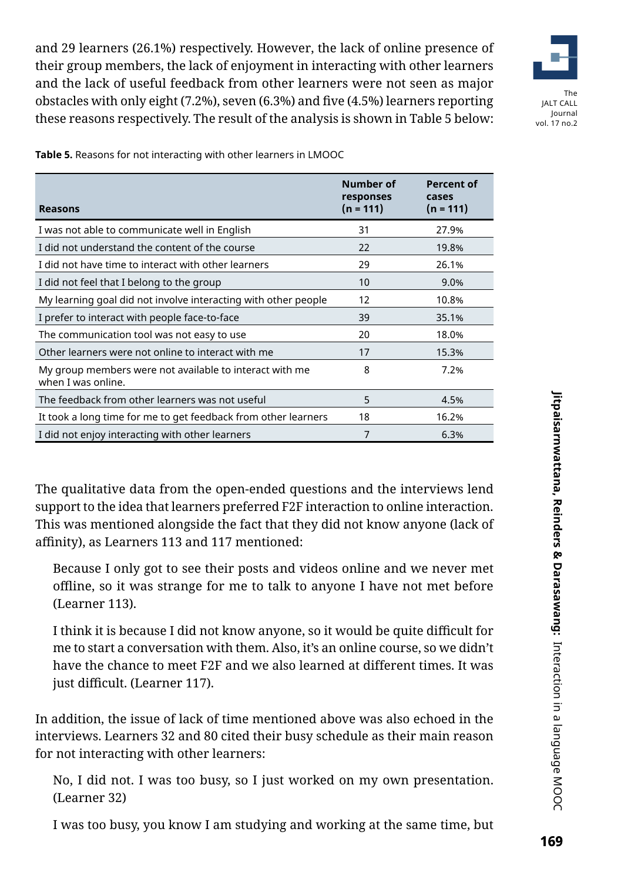and 29 learners (26.1%) respectively. However, the lack of online presence of their group members, the lack of enjoyment in interacting with other learners and the lack of useful feedback from other learners were not seen as major obstacles with only eight (7.2%), seven (6.3%) and five (4.5%) learners reporting these reasons respectively. The result of the analysis is shown in Table 5 below:

**Table 5.** Reasons for not interacting with other learners in LMOOC

| Reasons | Number of responses (n = 111) | Percent of cases (n = 111) |
|---|---|---|
| I was not able to communicate well in English | 31 | 27.9% |
| I did not understand the content of the course | 22 | 19.8% |
| I did not have time to interact with other learners | 29 | 26.1% |
| I did not feel that I belong to the group | 10 | 9.0% |
| My learning goal did not involve interacting with other people | 12 | 10.8% |
| I prefer to interact with people face-to-face | 39 | 35.1% |
| The communication tool was not easy to use | 20 | 18.0% |
| Other learners were not online to interact with me | 17 | 15.3% |
| My group members were not available to interact with me when I was online. | 8 | 7.2% |
| The feedback from other learners was not useful | 5 | 4.5% |
| It took a long time for me to get feedback from other learners | 18 | 16.2% |
| I did not enjoy interacting with other learners | 7 | 6.3% |

The qualitative data from the open-ended questions and the interviews lend support to the idea that learners preferred F2F interaction to online interaction. This was mentioned alongside the fact that they did not know anyone (lack of affinity), as Learners 113 and 117 mentioned:

> Because I only got to see their posts and videos online and we never met offline, so it was strange for me to talk to anyone I have not met before (Learner 113).

> I think it is because I did not know anyone, so it would be quite difficult for me to start a conversation with them. Also, it's an online course, so we didn't have the chance to meet F2F and we also learned at different times. It was just difficult. (Learner 117).

In addition, the issue of lack of time mentioned above was also echoed in the interviews. Learners 32 and 80 cited their busy schedule as their main reason for not interacting with other learners:

> No, I did not. I was too busy, so I just worked on my own presentation. (Learner 32)

> I was too busy, you know I am studying and working at the same time, but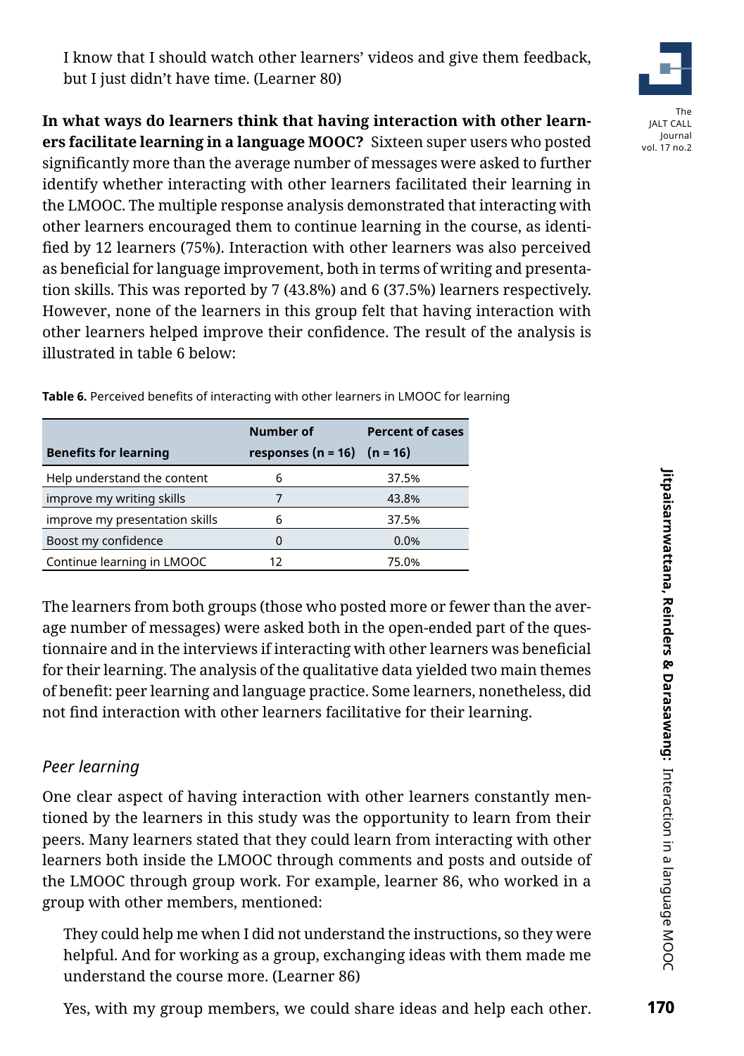> I know that I should watch other learners' videos and give them feedback, but I just didn't have time. (Learner 80)

**In what ways do learners think that having interaction with other learners facilitate learning in a language MOOC?** Sixteen super users who posted significantly more than the average number of messages were asked to further identify whether interacting with other learners facilitated their learning in the LMOOC. The multiple response analysis demonstrated that interacting with other learners encouraged them to continue learning in the course, as identified by 12 learners (75%). Interaction with other learners was also perceived as beneficial for language improvement, both in terms of writing and presentation skills. This was reported by 7 (43.8%) and 6 (37.5%) learners respectively. However, none of the learners in this group felt that having interaction with other learners helped improve their confidence. The result of the analysis is illustrated in table 6 below:

**Table 6.** Perceived benefits of interacting with other learners in LMOOC for learning

| Benefits for learning | Number of responses (n = 16) | Percent of cases (n = 16) |
|---|---|---|
| Help understand the content | 6 | 37.5% |
| improve my writing skills | 7 | 43.8% |
| improve my presentation skills | 6 | 37.5% |
| Boost my confidence | 0 | 0.0% |
| Continue learning in LMOOC | 12 | 75.0% |

The learners from both groups (those who posted more or fewer than the average number of messages) were asked both in the open-ended part of the questionnaire and in the interviews if interacting with other learners was beneficial for their learning. The analysis of the qualitative data yielded two main themes of benefit: peer learning and language practice. Some learners, nonetheless, did not find interaction with other learners facilitative for their learning.

### *Peer learning*

One clear aspect of having interaction with other learners constantly mentioned by the learners in this study was the opportunity to learn from their peers. Many learners stated that they could learn from interacting with other learners both inside the LMOOC through comments and posts and outside of the LMOOC through group work. For example, learner 86, who worked in a group with other members, mentioned:

> They could help me when I did not understand the instructions, so they were helpful. And for working as a group, exchanging ideas with them made me understand the course more. (Learner 86)

> Yes, with my group members, we could share ideas and help each other.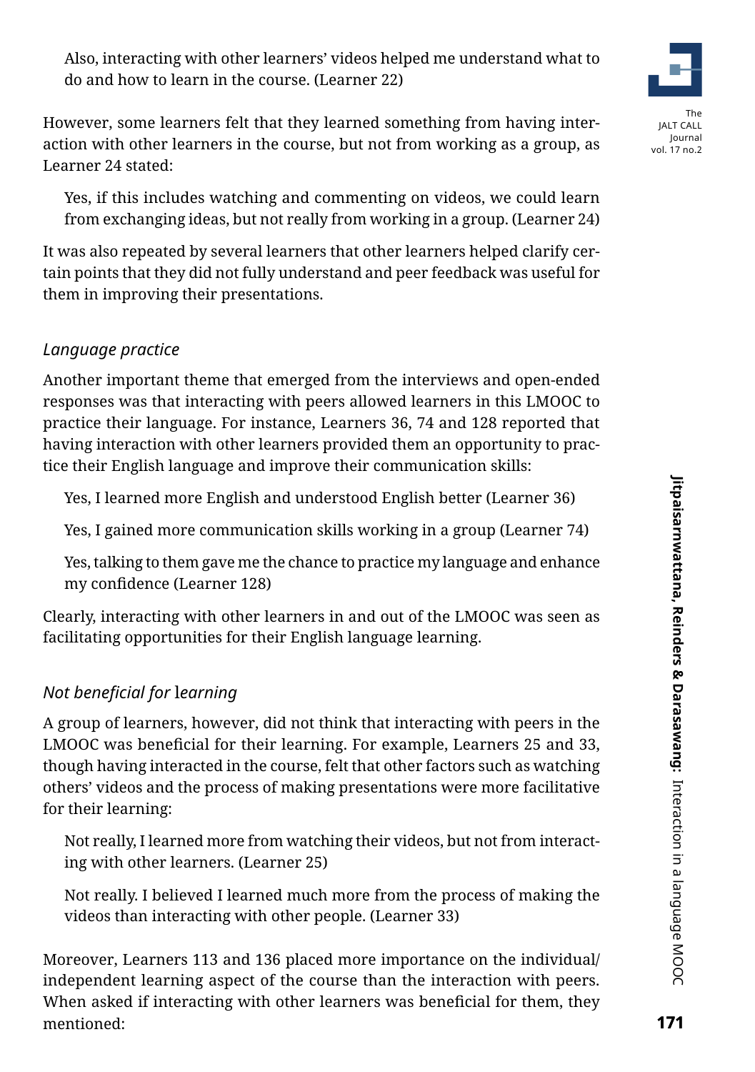Also, interacting with other learners' videos helped me understand what to do and how to learn in the course. (Learner 22)

However, some learners felt that they learned something from having interaction with other learners in the course, but not from working as a group, as Learner 24 stated:

> Yes, if this includes watching and commenting on videos, we could learn from exchanging ideas, but not really from working in a group. (Learner 24)

It was also repeated by several learners that other learners helped clarify certain points that they did not fully understand and peer feedback was useful for them in improving their presentations.

### *Language practice*

Another important theme that emerged from the interviews and open-ended responses was that interacting with peers allowed learners in this LMOOC to practice their language. For instance, Learners 36, 74 and 128 reported that having interaction with other learners provided them an opportunity to practice their English language and improve their communication skills:

> Yes, I learned more English and understood English better (Learner 36)
>
> Yes, I gained more communication skills working in a group (Learner 74)
>
> Yes, talking to them gave me the chance to practice my language and enhance my confidence (Learner 128)

Clearly, interacting with other learners in and out of the LMOOC was seen as facilitating opportunities for their English language learning.

### *Not beneficial for learning*

A group of learners, however, did not think that interacting with peers in the LMOOC was beneficial for their learning. For example, Learners 25 and 33, though having interacted in the course, felt that other factors such as watching others' videos and the process of making presentations were more facilitative for their learning:

> Not really, I learned more from watching their videos, but not from interacting with other learners. (Learner 25)
>
> Not really. I believed I learned much more from the process of making the videos than interacting with other people. (Learner 33)

Moreover, Learners 113 and 136 placed more importance on the individual/independent learning aspect of the course than the interaction with peers. When asked if interacting with other learners was beneficial for them, they mentioned: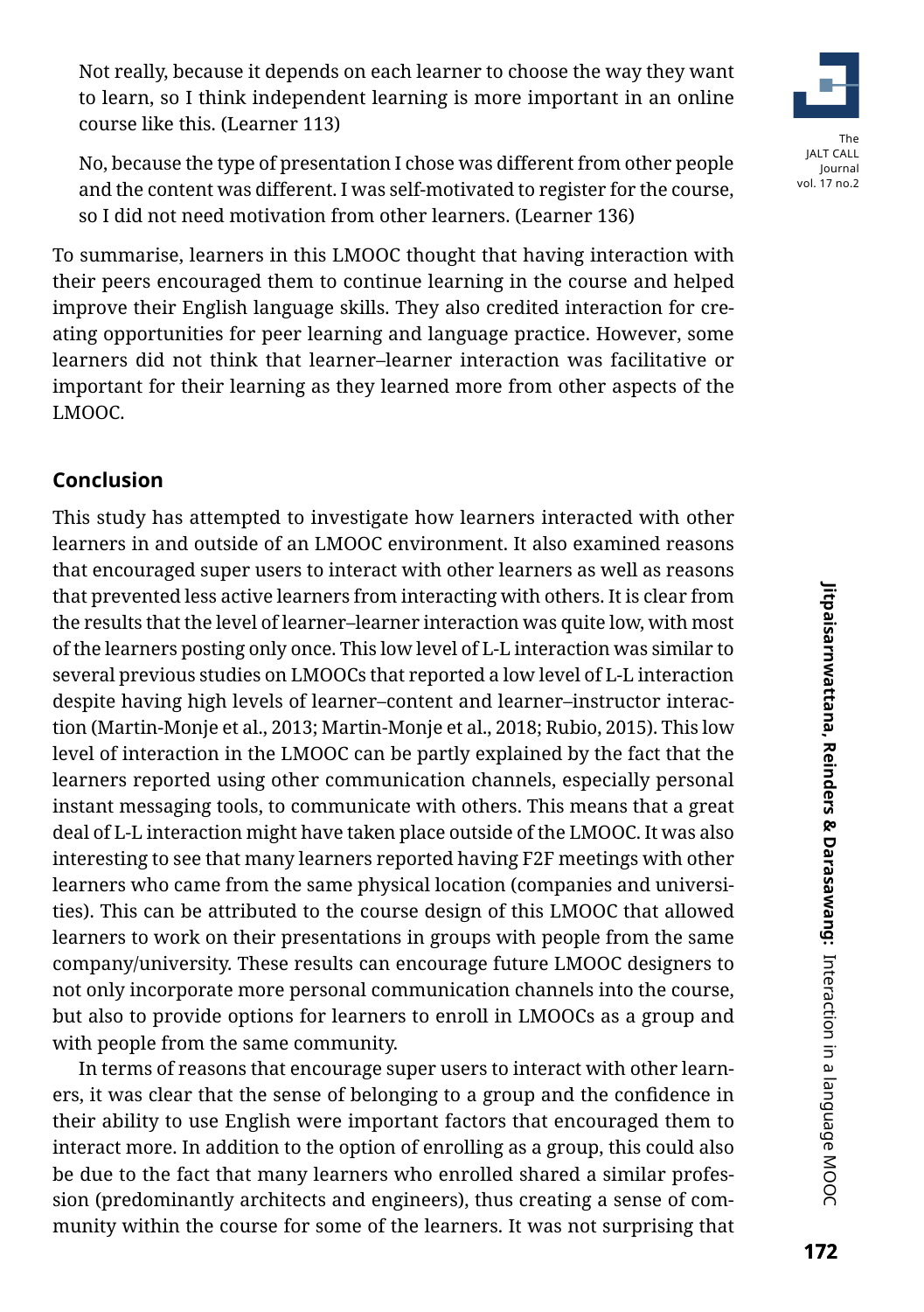> Not really, because it depends on each learner to choose the way they want to learn, so I think independent learning is more important in an online course like this. (Learner 113)

> No, because the type of presentation I chose was different from other people and the content was different. I was self-motivated to register for the course, so I did not need motivation from other learners. (Learner 136)

To summarise, learners in this LMOOC thought that having interaction with their peers encouraged them to continue learning in the course and helped improve their English language skills. They also credited interaction for creating opportunities for peer learning and language practice. However, some learners did not think that learner–learner interaction was facilitative or important for their learning as they learned more from other aspects of the LMOOC.

## Conclusion

This study has attempted to investigate how learners interacted with other learners in and outside of an LMOOC environment. It also examined reasons that encouraged super users to interact with other learners as well as reasons that prevented less active learners from interacting with others. It is clear from the results that the level of learner–learner interaction was quite low, with most of the learners posting only once. This low level of L-L interaction was similar to several previous studies on LMOOCs that reported a low level of L-L interaction despite having high levels of learner–content and learner–instructor interaction (Martin-Monje et al., 2013; Martin-Monje et al., 2018; Rubio, 2015). This low level of interaction in the LMOOC can be partly explained by the fact that the learners reported using other communication channels, especially personal instant messaging tools, to communicate with others. This means that a great deal of L-L interaction might have taken place outside of the LMOOC. It was also interesting to see that many learners reported having F2F meetings with other learners who came from the same physical location (companies and universities). This can be attributed to the course design of this LMOOC that allowed learners to work on their presentations in groups with people from the same company/university. These results can encourage future LMOOC designers to not only incorporate more personal communication channels into the course, but also to provide options for learners to enroll in LMOOCs as a group and with people from the same community.

In terms of reasons that encourage super users to interact with other learners, it was clear that the sense of belonging to a group and the confidence in their ability to use English were important factors that encouraged them to interact more. In addition to the option of enrolling as a group, this could also be due to the fact that many learners who enrolled shared a similar profession (predominantly architects and engineers), thus creating a sense of community within the course for some of the learners. It was not surprising that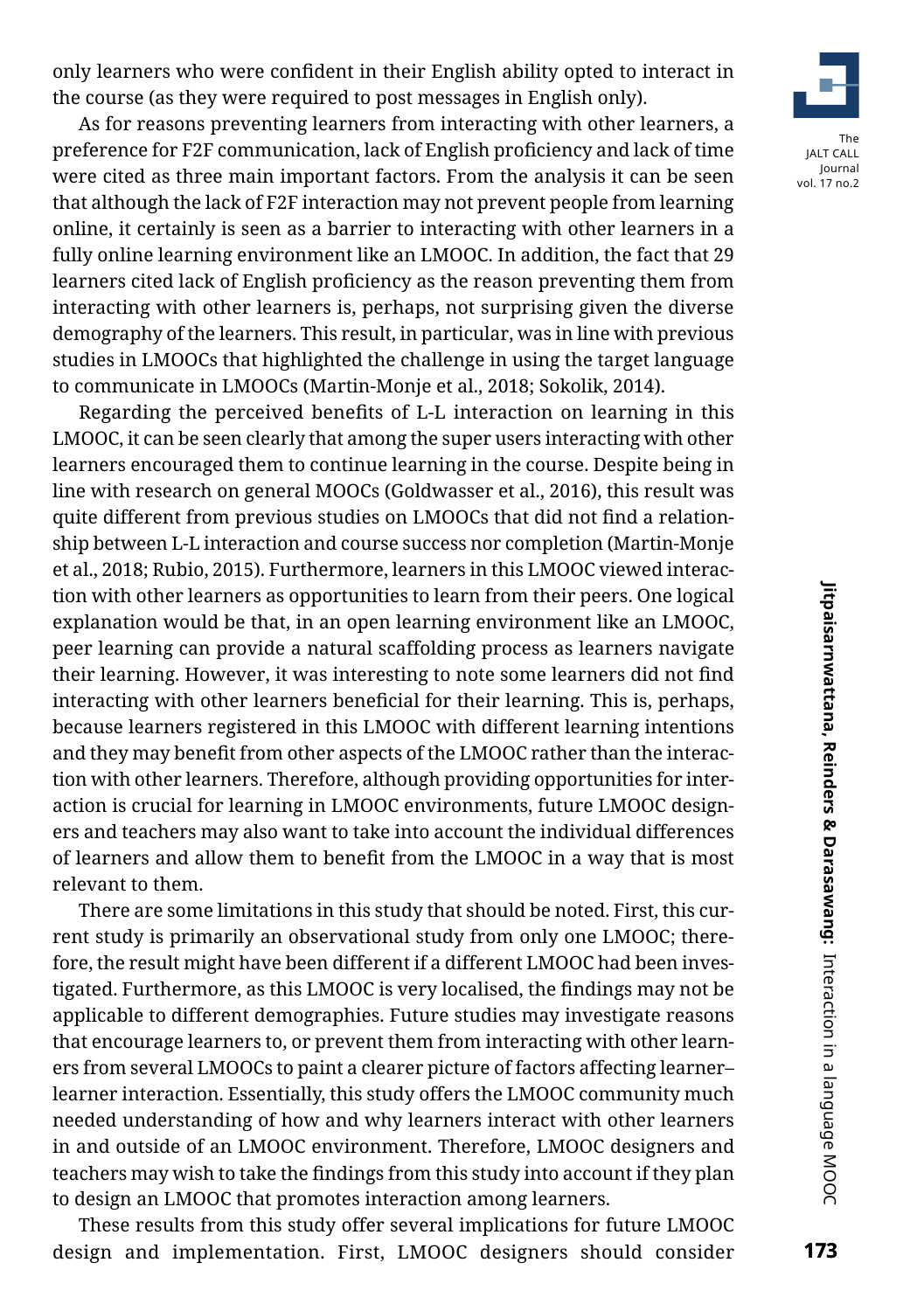only learners who were confident in their English ability opted to interact in the course (as they were required to post messages in English only).

As for reasons preventing learners from interacting with other learners, a preference for F2F communication, lack of English proficiency and lack of time were cited as three main important factors. From the analysis it can be seen that although the lack of F2F interaction may not prevent people from learning online, it certainly is seen as a barrier to interacting with other learners in a fully online learning environment like an LMOOC. In addition, the fact that 29 learners cited lack of English proficiency as the reason preventing them from interacting with other learners is, perhaps, not surprising given the diverse demography of the learners. This result, in particular, was in line with previous studies in LMOOCs that highlighted the challenge in using the target language to communicate in LMOOCs (Martin-Monje et al., 2018; Sokolik, 2014).

Regarding the perceived benefits of L-L interaction on learning in this LMOOC, it can be seen clearly that among the super users interacting with other learners encouraged them to continue learning in the course. Despite being in line with research on general MOOCs (Goldwasser et al., 2016), this result was quite different from previous studies on LMOOCs that did not find a relationship between L-L interaction and course success nor completion (Martin-Monje et al., 2018; Rubio, 2015). Furthermore, learners in this LMOOC viewed interaction with other learners as opportunities to learn from their peers. One logical explanation would be that, in an open learning environment like an LMOOC, peer learning can provide a natural scaffolding process as learners navigate their learning. However, it was interesting to note some learners did not find interacting with other learners beneficial for their learning. This is, perhaps, because learners registered in this LMOOC with different learning intentions and they may benefit from other aspects of the LMOOC rather than the interaction with other learners. Therefore, although providing opportunities for interaction is crucial for learning in LMOOC environments, future LMOOC designers and teachers may also want to take into account the individual differences of learners and allow them to benefit from the LMOOC in a way that is most relevant to them.

There are some limitations in this study that should be noted. First, this current study is primarily an observational study from only one LMOOC; therefore, the result might have been different if a different LMOOC had been investigated. Furthermore, as this LMOOC is very localised, the findings may not be applicable to different demographies. Future studies may investigate reasons that encourage learners to, or prevent them from interacting with other learners from several LMOOCs to paint a clearer picture of factors affecting learner–learner interaction. Essentially, this study offers the LMOOC community much needed understanding of how and why learners interact with other learners in and outside of an LMOOC environment. Therefore, LMOOC designers and teachers may wish to take the findings from this study into account if they plan to design an LMOOC that promotes interaction among learners.

These results from this study offer several implications for future LMOOC design and implementation. First, LMOOC designers should consider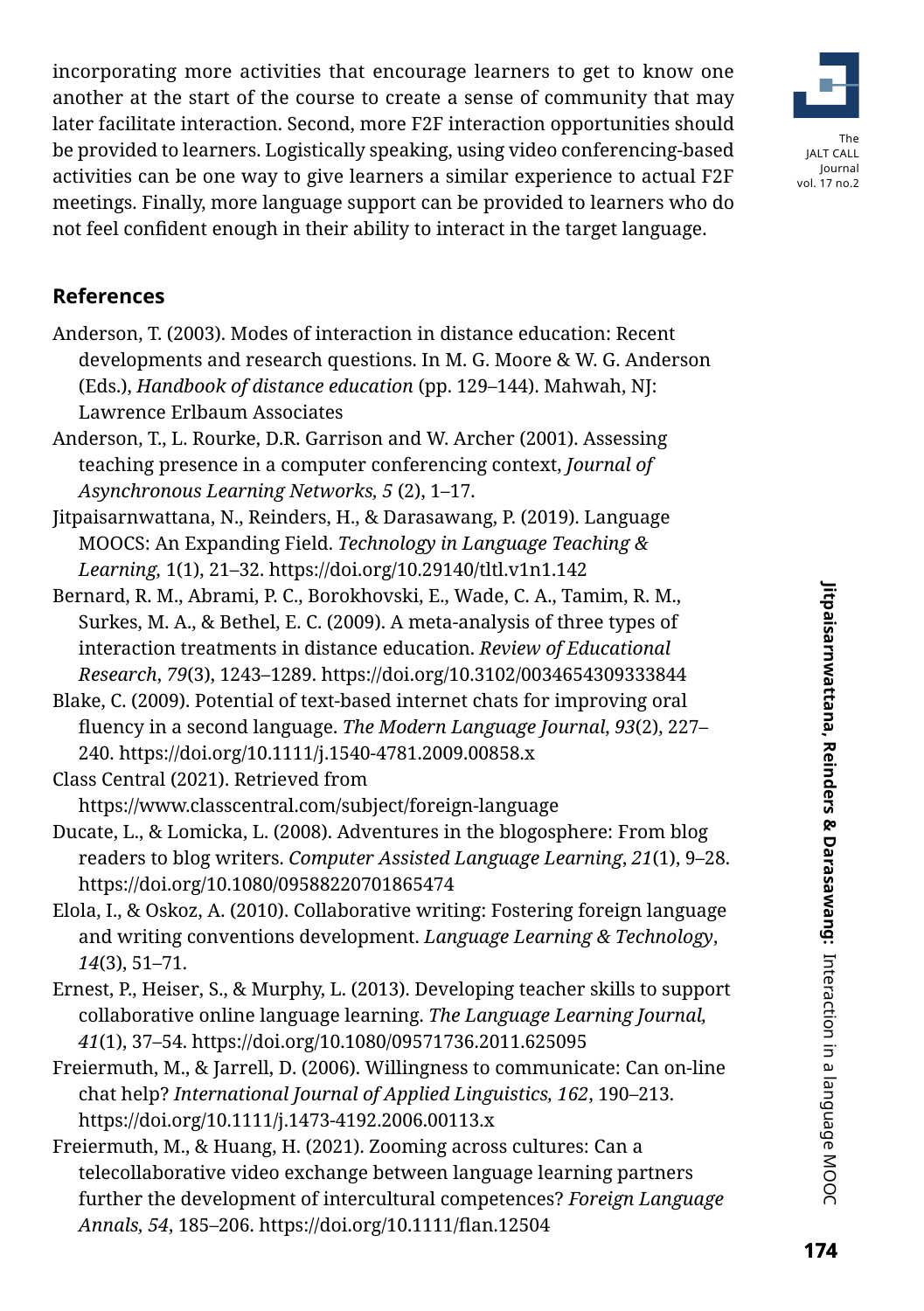incorporating more activities that encourage learners to get to know one another at the start of the course to create a sense of community that may later facilitate interaction. Second, more F2F interaction opportunities should be provided to learners. Logistically speaking, using video conferencing-based activities can be one way to give learners a similar experience to actual F2F meetings. Finally, more language support can be provided to learners who do not feel confident enough in their ability to interact in the target language.

## References

Anderson, T. (2003). Modes of interaction in distance education: Recent developments and research questions. In M. G. Moore & W. G. Anderson (Eds.), *Handbook of distance education* (pp. 129–144). Mahwah, NJ: Lawrence Erlbaum Associates

Anderson, T., L. Rourke, D.R. Garrison and W. Archer (2001). Assessing teaching presence in a computer conferencing context, *Journal of Asynchronous Learning Networks, 5* (2), 1–17.

Jitpaisarnwattana, N., Reinders, H., & Darasawang, P. (2019). Language MOOCS: An Expanding Field. *Technology in Language Teaching & Learning,* 1(1), 21–32. https://doi.org/10.29140/tltl.v1n1.142

Bernard, R. M., Abrami, P. C., Borokhovski, E., Wade, C. A., Tamim, R. M., Surkes, M. A., & Bethel, E. C. (2009). A meta-analysis of three types of interaction treatments in distance education. *Review of Educational Research*, *79*(3), 1243–1289. https://doi.org/10.3102/0034654309333844

Blake, C. (2009). Potential of text-based internet chats for improving oral fluency in a second language. *The Modern Language Journal*, *93*(2), 227–240. https://doi.org/10.1111/j.1540-4781.2009.00858.x

Class Central (2021). Retrieved from https://www.classcentral.com/subject/foreign-language

Ducate, L., & Lomicka, L. (2008). Adventures in the blogosphere: From blog readers to blog writers. *Computer Assisted Language Learning*, *21*(1), 9–28. https://doi.org/10.1080/09588220701865474

Elola, I., & Oskoz, A. (2010). Collaborative writing: Fostering foreign language and writing conventions development. *Language Learning & Technology*, *14*(3), 51–71.

Ernest, P., Heiser, S., & Murphy, L. (2013). Developing teacher skills to support collaborative online language learning. *The Language Learning Journal, 41*(1), 37–54. https://doi.org/10.1080/09571736.2011.625095

Freiermuth, M., & Jarrell, D. (2006). Willingness to communicate: Can on-line chat help? *International Journal of Applied Linguistics, 162*, 190–213. https://doi.org/10.1111/j.1473-4192.2006.00113.x

Freiermuth, M., & Huang, H. (2021). Zooming across cultures: Can a telecollaborative video exchange between language learning partners further the development of intercultural competences? *Foreign Language Annals, 54*, 185–206. https://doi.org/10.1111/flan.12504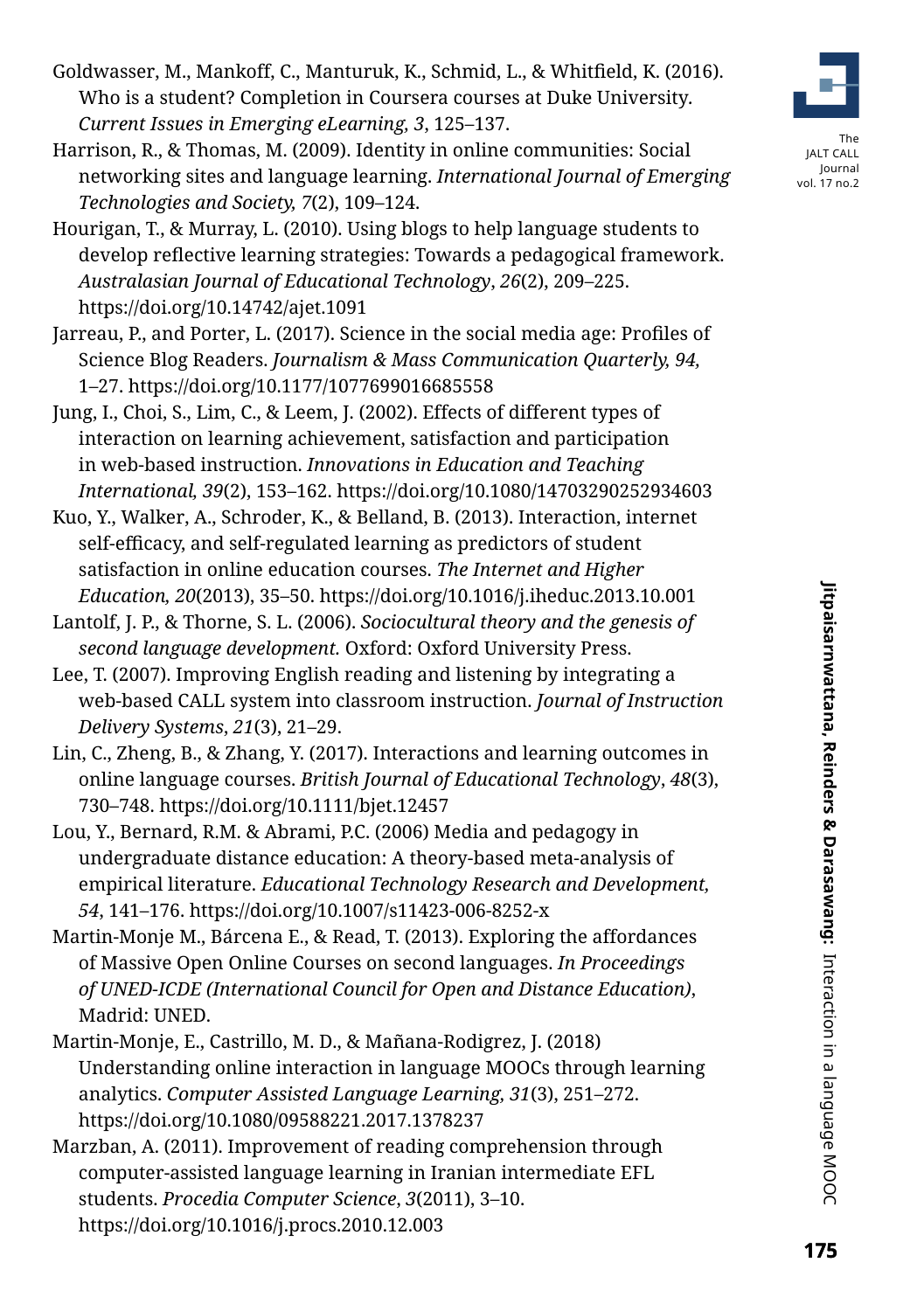Goldwasser, M., Mankoff, C., Manturuk, K., Schmid, L., & Whitfield, K. (2016). Who is a student? Completion in Coursera courses at Duke University. *Current Issues in Emerging eLearning, 3*, 125–137.

Harrison, R., & Thomas, M. (2009). Identity in online communities: Social networking sites and language learning. *International Journal of Emerging Technologies and Society, 7*(2), 109–124.

Hourigan, T., & Murray, L. (2010). Using blogs to help language students to develop reflective learning strategies: Towards a pedagogical framework. *Australasian Journal of Educational Technology*, *26*(2), 209–225. https://doi.org/10.14742/ajet.1091

Jarreau, P., and Porter, L. (2017). Science in the social media age: Profiles of Science Blog Readers. *Journalism & Mass Communication Quarterly, 94*, 1–27. https://doi.org/10.1177/1077699016685558

Jung, I., Choi, S., Lim, C., & Leem, J. (2002). Effects of different types of interaction on learning achievement, satisfaction and participation in web-based instruction. *Innovations in Education and Teaching International, 39*(2), 153–162. https://doi.org/10.1080/14703290252934603

Kuo, Y., Walker, A., Schroder, K., & Belland, B. (2013). Interaction, internet self-efficacy, and self-regulated learning as predictors of student satisfaction in online education courses. *The Internet and Higher Education, 20*(2013), 35–50. https://doi.org/10.1016/j.iheduc.2013.10.001

Lantolf, J. P., & Thorne, S. L. (2006). *Sociocultural theory and the genesis of second language development.* Oxford: Oxford University Press.

Lee, T. (2007). Improving English reading and listening by integrating a web-based CALL system into classroom instruction. *Journal of Instruction Delivery Systems*, *21*(3), 21–29.

Lin, C., Zheng, B., & Zhang, Y. (2017). Interactions and learning outcomes in online language courses. *British Journal of Educational Technology*, *48*(3), 730–748. https://doi.org/10.1111/bjet.12457

Lou, Y., Bernard, R.M. & Abrami, P.C. (2006) Media and pedagogy in undergraduate distance education: A theory-based meta-analysis of empirical literature. *Educational Technology Research and Development, 54*, 141–176. https://doi.org/10.1007/s11423-006-8252-x

Martin-Monje M., Bárcena E., & Read, T. (2013). Exploring the affordances of Massive Open Online Courses on second languages. *In Proceedings of UNED-ICDE (International Council for Open and Distance Education)*, Madrid: UNED.

Martin-Monje, E., Castrillo, M. D., & Mañana-Rodigrez, J. (2018) Understanding online interaction in language MOOCs through learning analytics. *Computer Assisted Language Learning*, *31*(3), 251–272. https://doi.org/10.1080/09588221.2017.1378237

Marzban, A. (2011). Improvement of reading comprehension through computer-assisted language learning in Iranian intermediate EFL students. *Procedia Computer Science*, *3*(2011), 3–10. https://doi.org/10.1016/j.procs.2010.12.003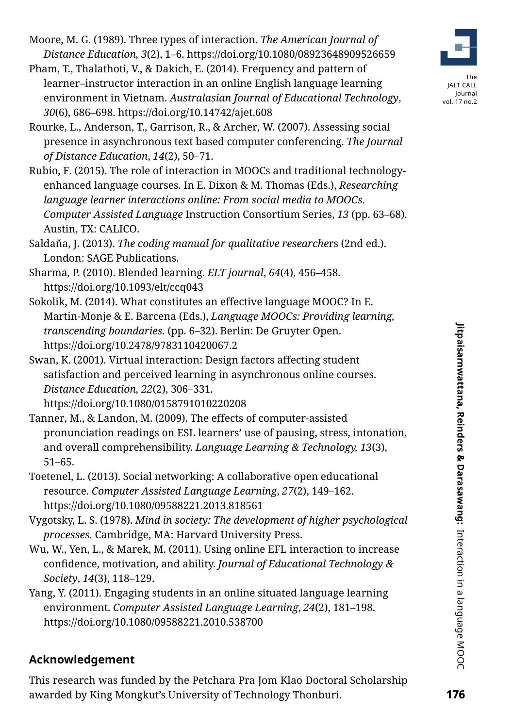Moore, M. G. (1989). Three types of interaction. *The American Journal of Distance Education, 3*(2), 1–6. https://doi.org/10.1080/08923648909526659

Pham, T., Thalathoti, V., & Dakich, E. (2014). Frequency and pattern of learner–instructor interaction in an online English language learning environment in Vietnam. *Australasian Journal of Educational Technology*, *30*(6), 686–698. https://doi.org/10.14742/ajet.608

Rourke, L., Anderson, T., Garrison, R., & Archer, W. (2007). Assessing social presence in asynchronous text based computer conferencing. *The Journal of Distance Education*, *14*(2), 50–71.

Rubio, F. (2015). The role of interaction in MOOCs and traditional technology-enhanced language courses. In E. Dixon & M. Thomas (Eds.), *Researching language learner interactions online: From social media to MOOCs. Computer Assisted Language* Instruction Consortium Series, *13* (pp. 63–68). Austin, TX: CALICO.

Saldaňa, J. (2013). *The coding manual for qualitative researcher*s (2nd ed.). London: SAGE Publications.

Sharma, P. (2010). Blended learning. *ELT journal*, *64*(4), 456–458. https://doi.org/10.1093/elt/ccq043

Sokolik, M. (2014). What constitutes an effective language MOOC? In E. Martin-Monje & E. Barcena (Eds.), *Language MOOCs: Providing learning, transcending boundaries.* (pp. 6–32). Berlin: De Gruyter Open. https://doi.org/10.2478/9783110420067.2

Swan, K. (2001). Virtual interaction: Design factors affecting student satisfaction and perceived learning in asynchronous online courses. *Distance Education, 22*(2), 306–331. https://doi.org/10.1080/0158791010220208

Tanner, M., & Landon, M. (2009). The effects of computer-assisted pronunciation readings on ESL learners' use of pausing, stress, intonation, and overall comprehensibility. *Language Learning & Technology, 13*(3), 51–65.

Toetenel, L. (2013). Social networking: A collaborative open educational resource. *Computer Assisted Language Learning*, *27*(2), 149–162. https://doi.org/10.1080/09588221.2013.818561

Vygotsky, L. S. (1978). *Mind in society: The development of higher psychological processes.* Cambridge, MA: Harvard University Press.

Wu, W., Yen, L., & Marek, M. (2011). Using online EFL interaction to increase confidence, motivation, and ability. *Journal of Educational Technology & Society*, *14*(3), 118–129.

Yang, Y. (2011). Engaging students in an online situated language learning environment. *Computer Assisted Language Learning*, *24*(2), 181–198. https://doi.org/10.1080/09588221.2010.538700

## Acknowledgement

This research was funded by the Petchara Pra Jom Klao Doctoral Scholarship awarded by King Mongkut's University of Technology Thonburi.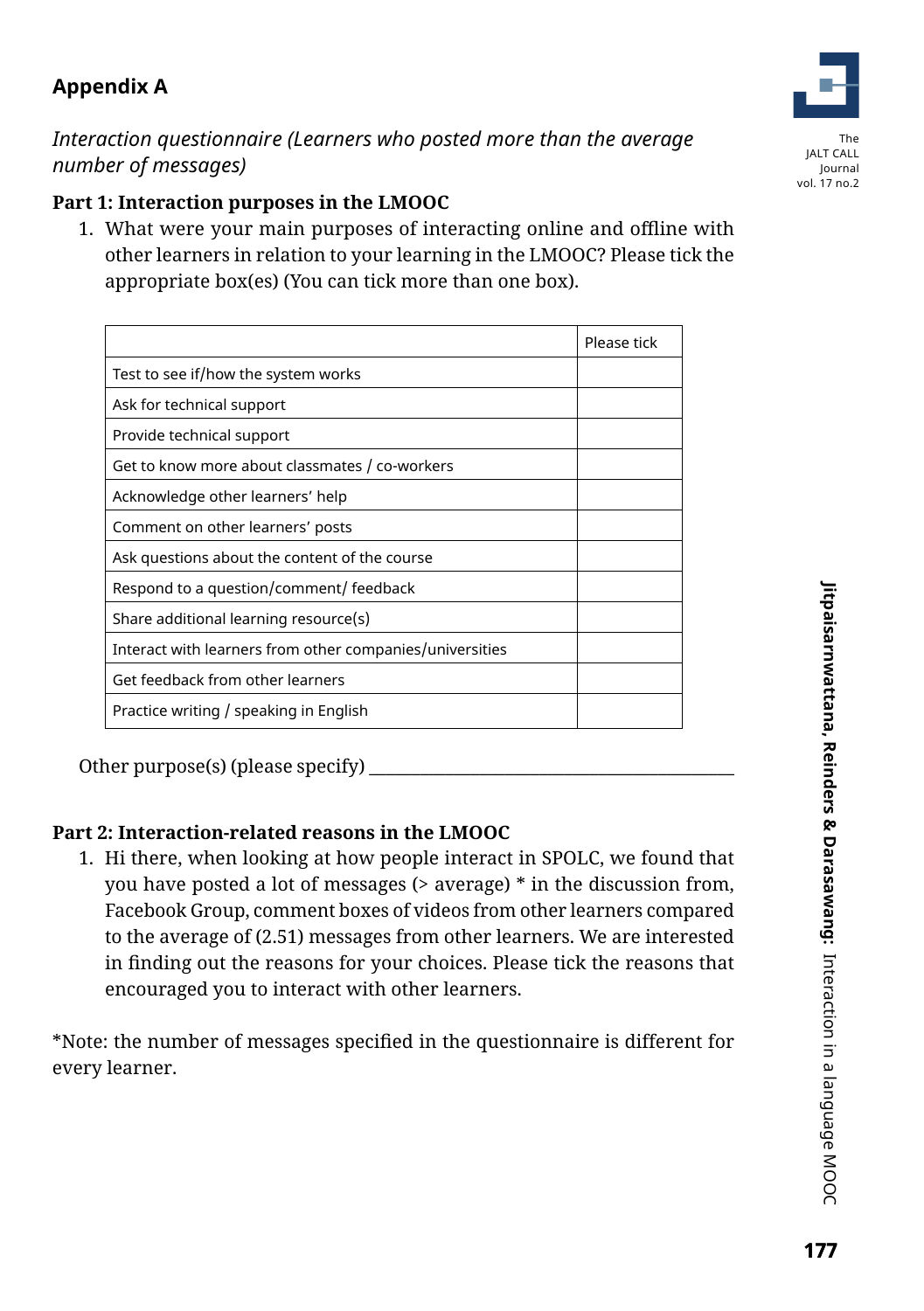## Appendix A

*Interaction questionnaire (Learners who posted more than the average number of messages)*

**Part 1: Interaction purposes in the LMOOC**

1. What were your main purposes of interacting online and offline with other learners in relation to your learning in the LMOOC? Please tick the appropriate box(es) (You can tick more than one box).

| | Please tick |
|---|---|
| Test to see if/how the system works | |
| Ask for technical support | |
| Provide technical support | |
| Get to know more about classmates / co-workers | |
| Acknowledge other learners' help | |
| Comment on other learners' posts | |
| Ask questions about the content of the course | |
| Respond to a question/comment/ feedback | |
| Share additional learning resource(s) | |
| Interact with learners from other companies/universities | |
| Get feedback from other learners | |
| Practice writing / speaking in English | |

Other purpose(s) (please specify) ___________________________________

**Part 2: Interaction-related reasons in the LMOOC**

1. Hi there, when looking at how people interact in SPOLC, we found that you have posted a lot of messages (> average) * in the discussion from, Facebook Group, comment boxes of videos from other learners compared to the average of (2.51) messages from other learners. We are interested in finding out the reasons for your choices. Please tick the reasons that encouraged you to interact with other learners.

*Note: the number of messages specified in the questionnaire is different for every learner.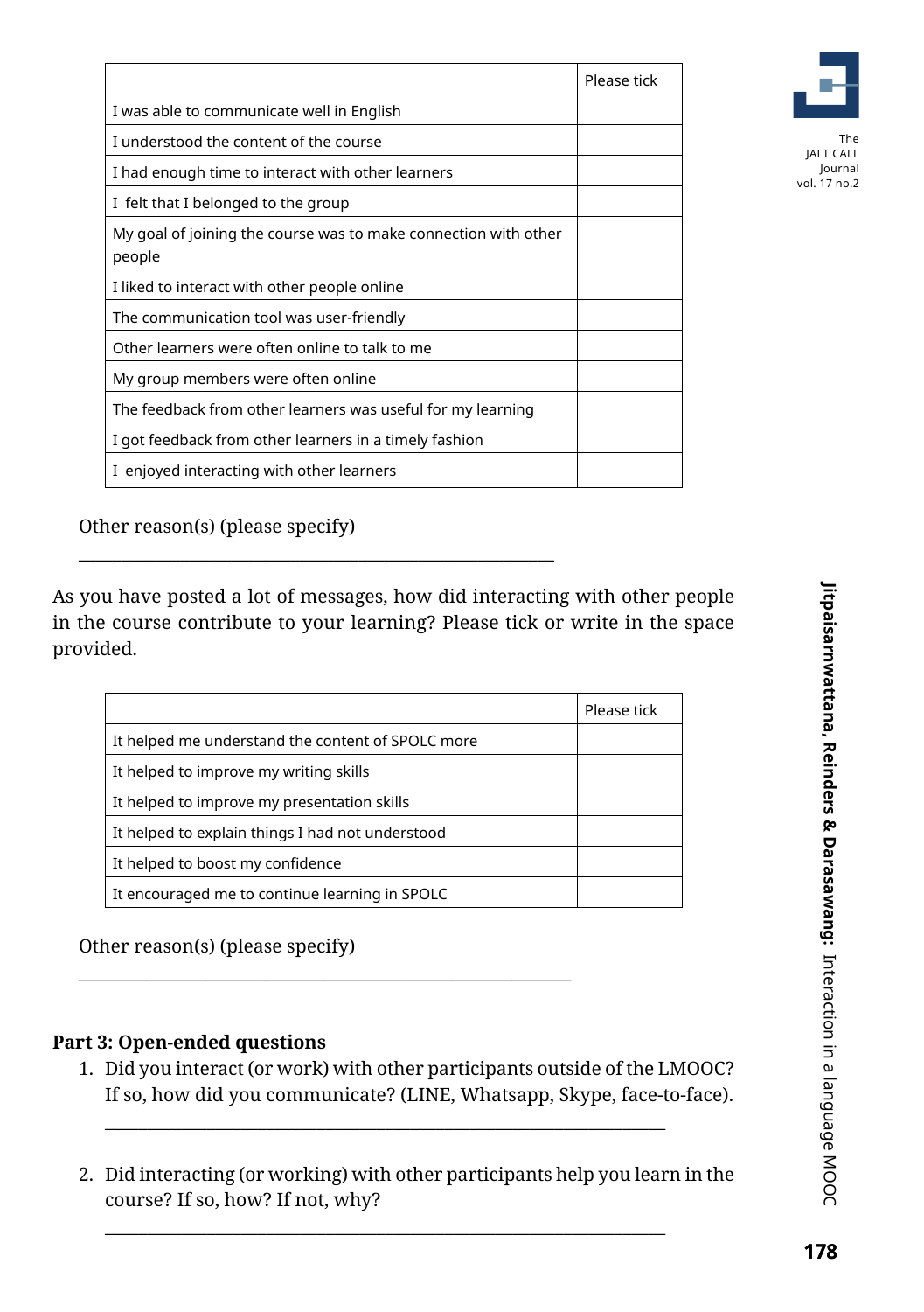| | Please tick |
|---|---|
| I was able to communicate well in English | |
| I understood the content of the course | |
| I had enough time to interact with other learners | |
| I felt that I belonged to the group | |
| My goal of joining the course was to make connection with other people | |
| I liked to interact with other people online | |
| The communication tool was user-friendly | |
| Other learners were often online to talk to me | |
| My group members were often online | |
| The feedback from other learners was useful for my learning | |
| I got feedback from other learners in a timely fashion | |
| I enjoyed interacting with other learners | |

Other reason(s) (please specify)

_______________________________________________

As you have posted a lot of messages, how did interacting with other people in the course contribute to your learning? Please tick or write in the space provided.

| | Please tick |
|---|---|
| It helped me understand the content of SPOLC more | |
| It helped to improve my writing skills | |
| It helped to improve my presentation skills | |
| It helped to explain things I had not understood | |
| It helped to boost my confidence | |
| It encouraged me to continue learning in SPOLC | |

Other reason(s) (please specify)

_______________________________________________

**Part 3: Open-ended questions**

1. Did you interact (or work) with other participants outside of the LMOOC? If so, how did you communicate? (LINE, Whatsapp, Skype, face-to-face).

   _______________________________________________

2. Did interacting (or working) with other participants help you learn in the course? If so, how? If not, why?

   _______________________________________________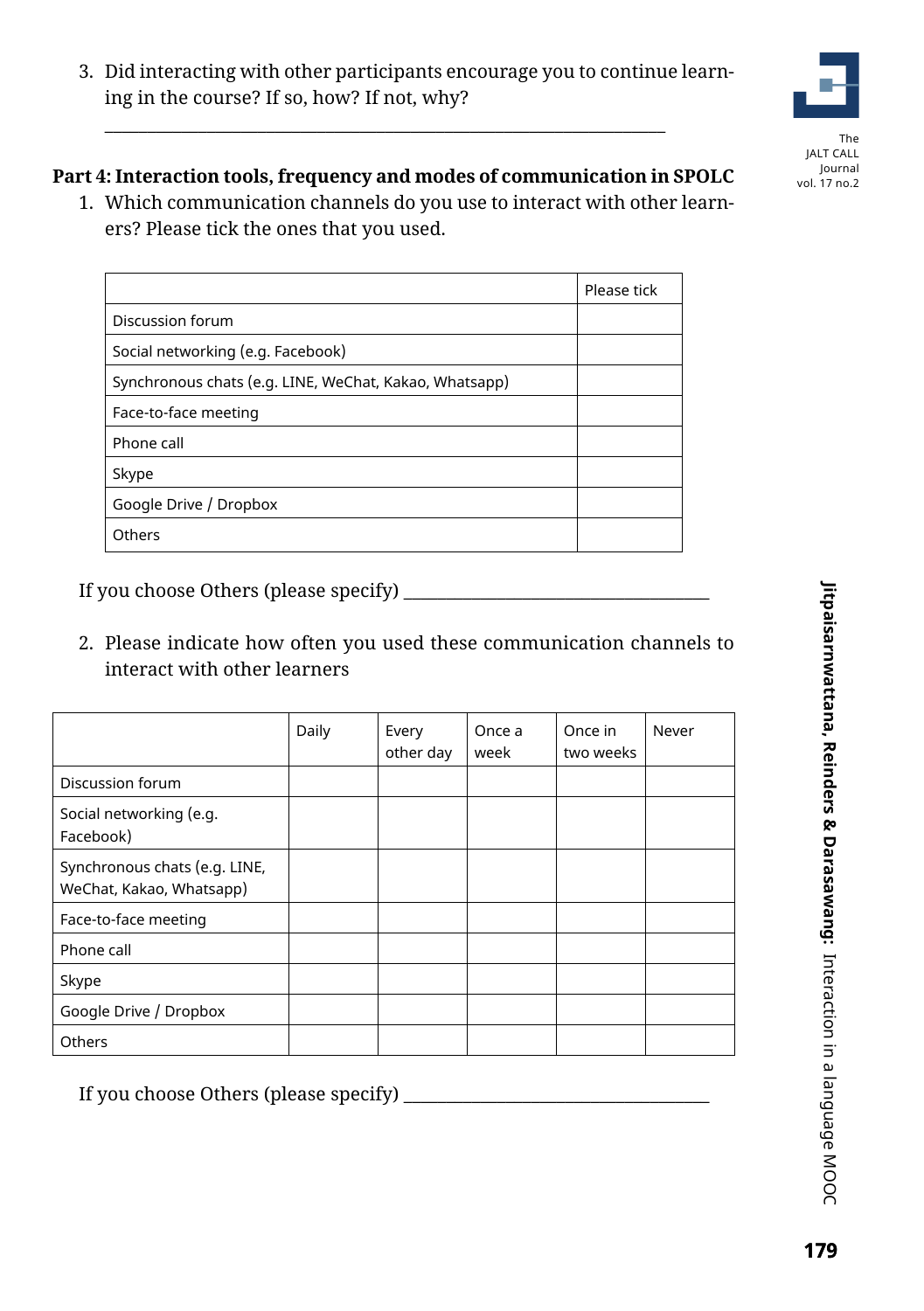3. Did interacting with other participants encourage you to continue learning in the course? If so, how? If not, why?

_______________________________________________________________

**Part 4: Interaction tools, frequency and modes of communication in SPOLC**

1. Which communication channels do you use to interact with other learners? Please tick the ones that you used.

| | Please tick |
|---|---|
| Discussion forum | |
| Social networking (e.g. Facebook) | |
| Synchronous chats (e.g. LINE, WeChat, Kakao, Whatsapp) | |
| Face-to-face meeting | |
| Phone call | |
| Skype | |
| Google Drive / Dropbox | |
| Others | |

If you choose Others (please specify) __________________________________

2. Please indicate how often you used these communication channels to interact with other learners

| | Daily | Every other day | Once a week | Once in two weeks | Never |
|---|---|---|---|---|---|
| Discussion forum | | | | | |
| Social networking (e.g. Facebook) | | | | | |
| Synchronous chats (e.g. LINE, WeChat, Kakao, Whatsapp) | | | | | |
| Face-to-face meeting | | | | | |
| Phone call | | | | | |
| Skype | | | | | |
| Google Drive / Dropbox | | | | | |
| Others | | | | | |

If you choose Others (please specify) __________________________________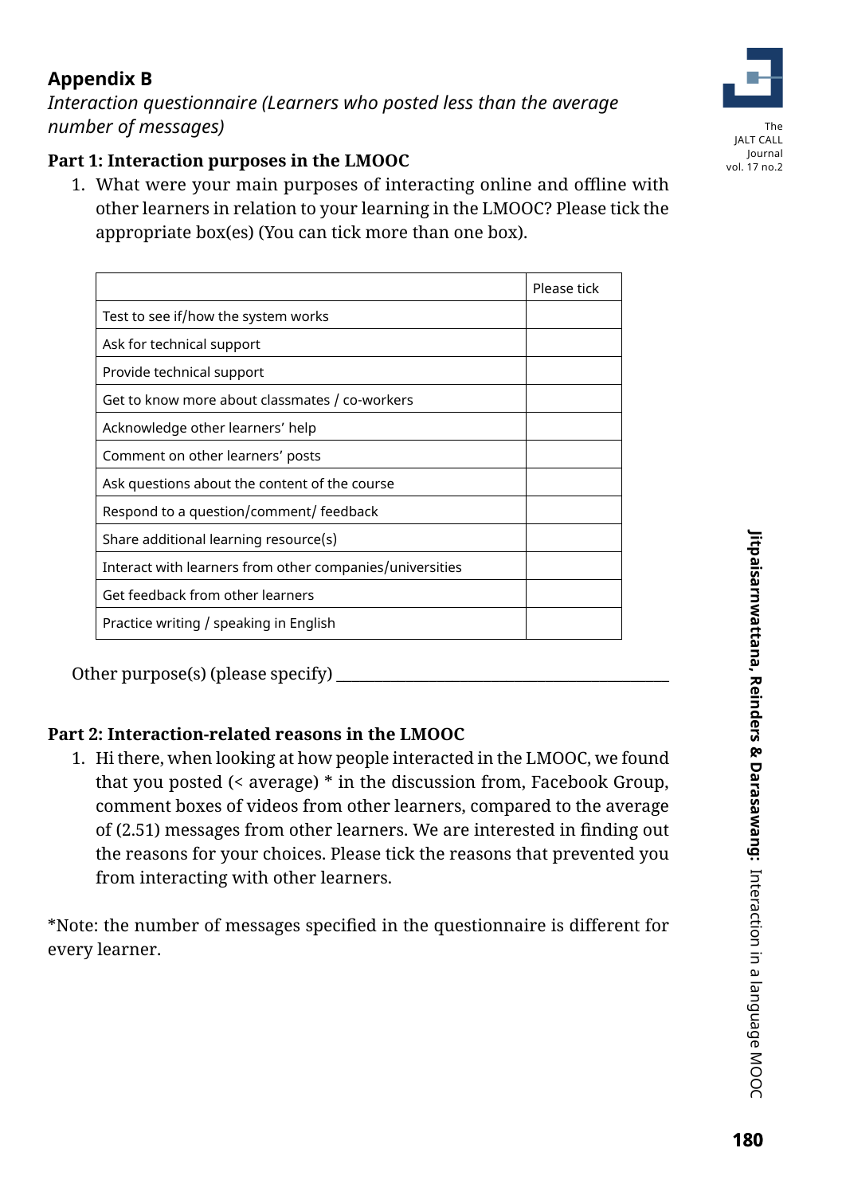## Appendix B

*Interaction questionnaire (Learners who posted less than the average number of messages)*

### Part 1: Interaction purposes in the LMOOC

1. What were your main purposes of interacting online and offline with other learners in relation to your learning in the LMOOC? Please tick the appropriate box(es) (You can tick more than one box).

| | Please tick |
|---|---|
| Test to see if/how the system works | |
| Ask for technical support | |
| Provide technical support | |
| Get to know more about classmates / co-workers | |
| Acknowledge other learners' help | |
| Comment on other learners' posts | |
| Ask questions about the content of the course | |
| Respond to a question/comment/ feedback | |
| Share additional learning resource(s) | |
| Interact with learners from other companies/universities | |
| Get feedback from other learners | |
| Practice writing / speaking in English | |

Other purpose(s) (please specify) ________________________________________

### Part 2: Interaction-related reasons in the LMOOC

1. Hi there, when looking at how people interacted in the LMOOC, we found that you posted (< average) * in the discussion from, Facebook Group, comment boxes of videos from other learners, compared to the average of (2.51) messages from other learners. We are interested in finding out the reasons for your choices. Please tick the reasons that prevented you from interacting with other learners.

*Note: the number of messages specified in the questionnaire is different for every learner.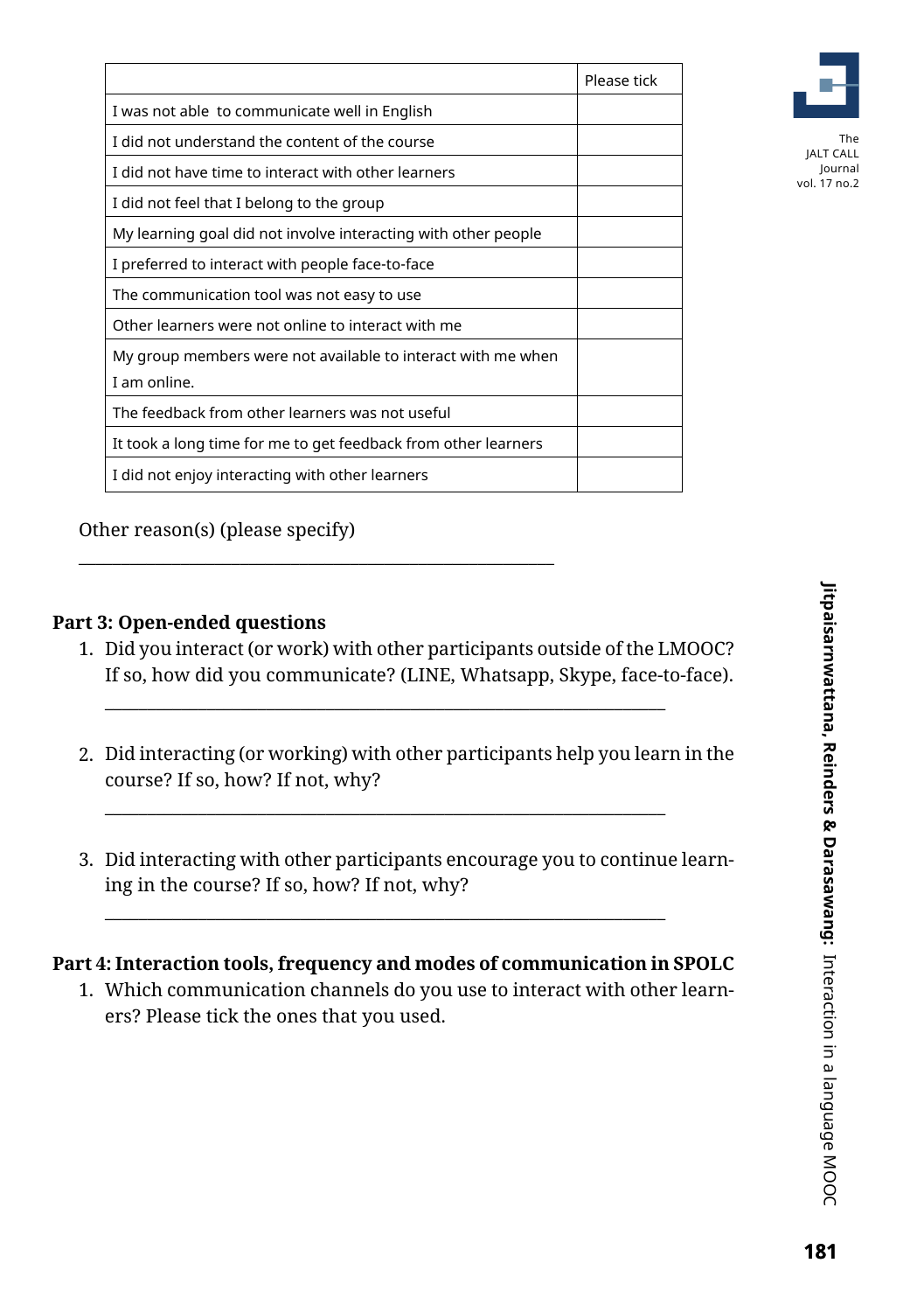| | Please tick |
|---|---|
| I was not able to communicate well in English | |
| I did not understand the content of the course | |
| I did not have time to interact with other learners | |
| I did not feel that I belong to the group | |
| My learning goal did not involve interacting with other people | |
| I preferred to interact with people face-to-face | |
| The communication tool was not easy to use | |
| Other learners were not online to interact with me | |
| My group members were not available to interact with me when I am online. | |
| The feedback from other learners was not useful | |
| It took a long time for me to get feedback from other learners | |
| I did not enjoy interacting with other learners | |

Other reason(s) (please specify)

______________________________________________

**Part 3: Open-ended questions**

1. Did you interact (or work) with other participants outside of the LMOOC? If so, how did you communicate? (LINE, Whatsapp, Skype, face-to-face).

   ______________________________________________

2. Did interacting (or working) with other participants help you learn in the course? If so, how? If not, why?

   ______________________________________________

3. Did interacting with other participants encourage you to continue learning in the course? If so, how? If not, why?

   ______________________________________________

**Part 4: Interaction tools, frequency and modes of communication in SPOLC**

1. Which communication channels do you use to interact with other learners? Please tick the ones that you used.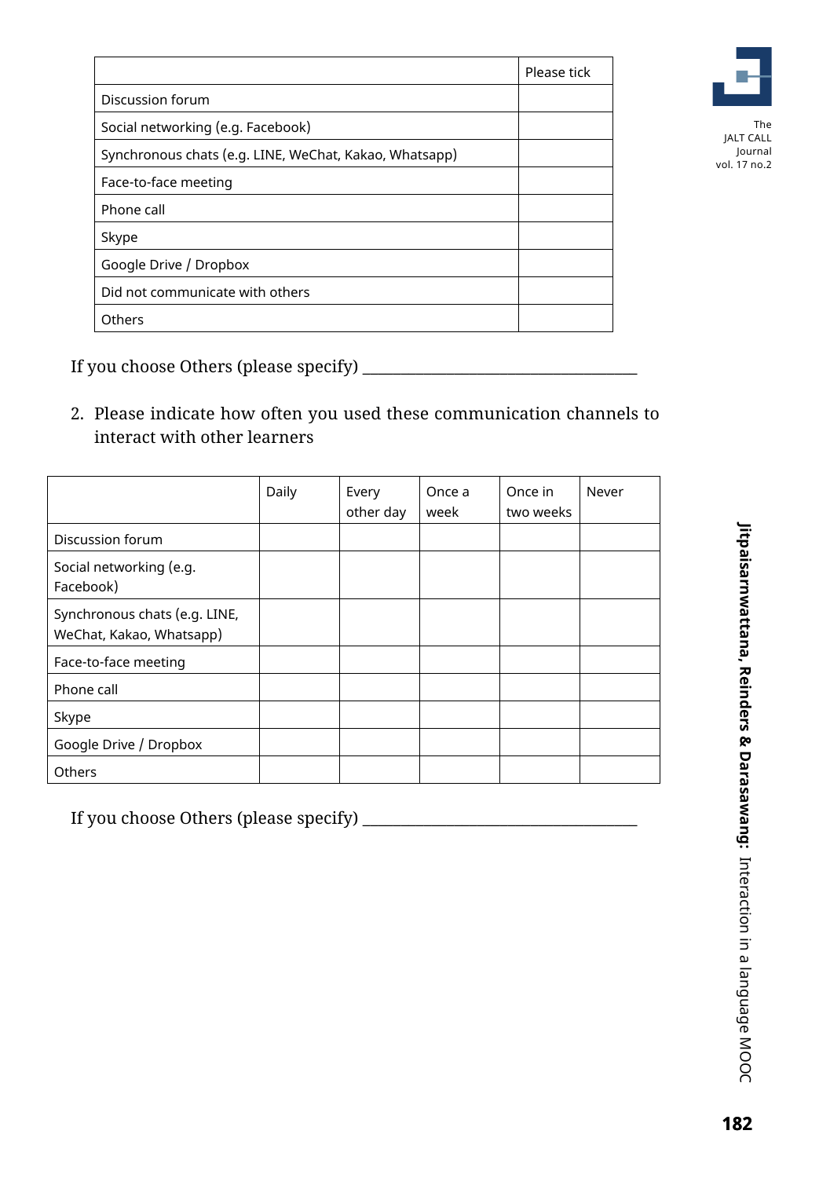| | Please tick |
|---|---|
| Discussion forum | |
| Social networking (e.g. Facebook) | |
| Synchronous chats (e.g. LINE, WeChat, Kakao, Whatsapp) | |
| Face-to-face meeting | |
| Phone call | |
| Skype | |
| Google Drive / Dropbox | |
| Did not communicate with others | |
| Others | |

If you choose Others (please specify) ______________________________

2. Please indicate how often you used these communication channels to interact with other learners

| | Daily | Every other day | Once a week | Once in two weeks | Never |
|---|---|---|---|---|---|
| Discussion forum | | | | | |
| Social networking (e.g. Facebook) | | | | | |
| Synchronous chats (e.g. LINE, WeChat, Kakao, Whatsapp) | | | | | |
| Face-to-face meeting | | | | | |
| Phone call | | | | | |
| Skype | | | | | |
| Google Drive / Dropbox | | | | | |
| Others | | | | | |

If you choose Others (please specify) ______________________________